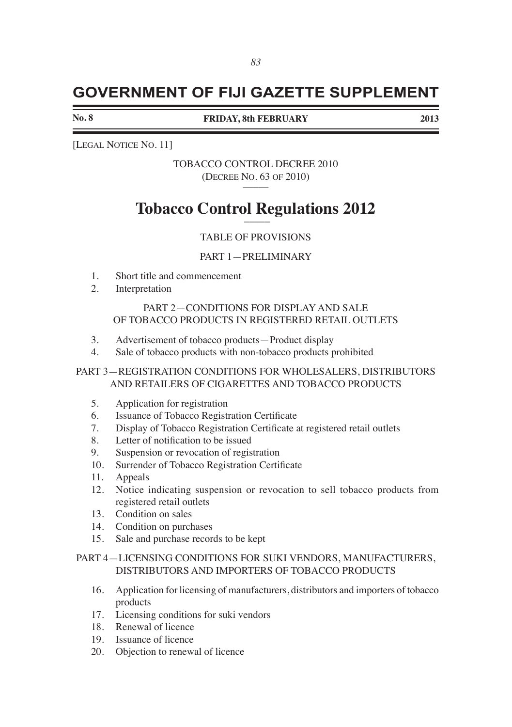# GOVERNMENT OF FIJI GAZETTE SUPPLEMENT

**No. 8** **FRIDAY, 8th FEBRUARY** **2013**

[LEGAL NOTICE NO. 11]

TOBACCO CONTROL DECREE 2010
(DECREE NO. 63 OF 2010)

# Tobacco Control Regulations 2012

TABLE OF PROVISIONS

PART 1—PRELIMINARY

1. Short title and commencement
2. Interpretation

PART 2—CONDITIONS FOR DISPLAY AND SALE OF TOBACCO PRODUCTS IN REGISTERED RETAIL OUTLETS

3. Advertisement of tobacco products—Product display
4. Sale of tobacco products with non-tobacco products prohibited

PART 3—REGISTRATION CONDITIONS FOR WHOLESALERS, DISTRIBUTORS AND RETAILERS OF CIGARETTES AND TOBACCO PRODUCTS

5. Application for registration
6. Issuance of Tobacco Registration Certificate
7. Display of Tobacco Registration Certificate at registered retail outlets
8. Letter of notification to be issued
9. Suspension or revocation of registration
10. Surrender of Tobacco Registration Certificate
11. Appeals
12. Notice indicating suspension or revocation to sell tobacco products from registered retail outlets
13. Condition on sales
14. Condition on purchases
15. Sale and purchase records to be kept

PART 4—LICENSING CONDITIONS FOR SUKI VENDORS, MANUFACTURERS, DISTRIBUTORS AND IMPORTERS OF TOBACCO PRODUCTS

16. Application for licensing of manufacturers, distributors and importers of tobacco products
17. Licensing conditions for suki vendors
18. Renewal of licence
19. Issuance of licence
20. Objection to renewal of licence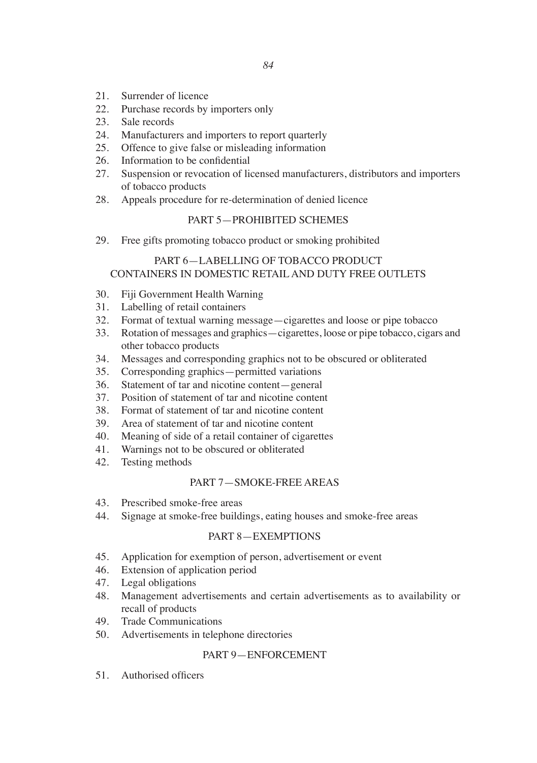21. Surrender of licence
22. Purchase records by importers only
23. Sale records
24. Manufacturers and importers to report quarterly
25. Offence to give false or misleading information
26. Information to be confidential
27. Suspension or revocation of licensed manufacturers, distributors and importers of tobacco products
28. Appeals procedure for re-determination of denied licence

## PART 5—PROHIBITED SCHEMES

29. Free gifts promoting tobacco product or smoking prohibited

## PART 6—LABELLING OF TOBACCO PRODUCT CONTAINERS IN DOMESTIC RETAIL AND DUTY FREE OUTLETS

30. Fiji Government Health Warning
31. Labelling of retail containers
32. Format of textual warning message—cigarettes and loose or pipe tobacco
33. Rotation of messages and graphics—cigarettes, loose or pipe tobacco, cigars and other tobacco products
34. Messages and corresponding graphics not to be obscured or obliterated
35. Corresponding graphics—permitted variations
36. Statement of tar and nicotine content—general
37. Position of statement of tar and nicotine content
38. Format of statement of tar and nicotine content
39. Area of statement of tar and nicotine content
40. Meaning of side of a retail container of cigarettes
41. Warnings not to be obscured or obliterated
42. Testing methods

## PART 7—SMOKE-FREE AREAS

43. Prescribed smoke-free areas
44. Signage at smoke-free buildings, eating houses and smoke-free areas

## PART 8—EXEMPTIONS

45. Application for exemption of person, advertisement or event
46. Extension of application period
47. Legal obligations
48. Management advertisements and certain advertisements as to availability or recall of products
49. Trade Communications
50. Advertisements in telephone directories

## PART 9—ENFORCEMENT

51. Authorised officers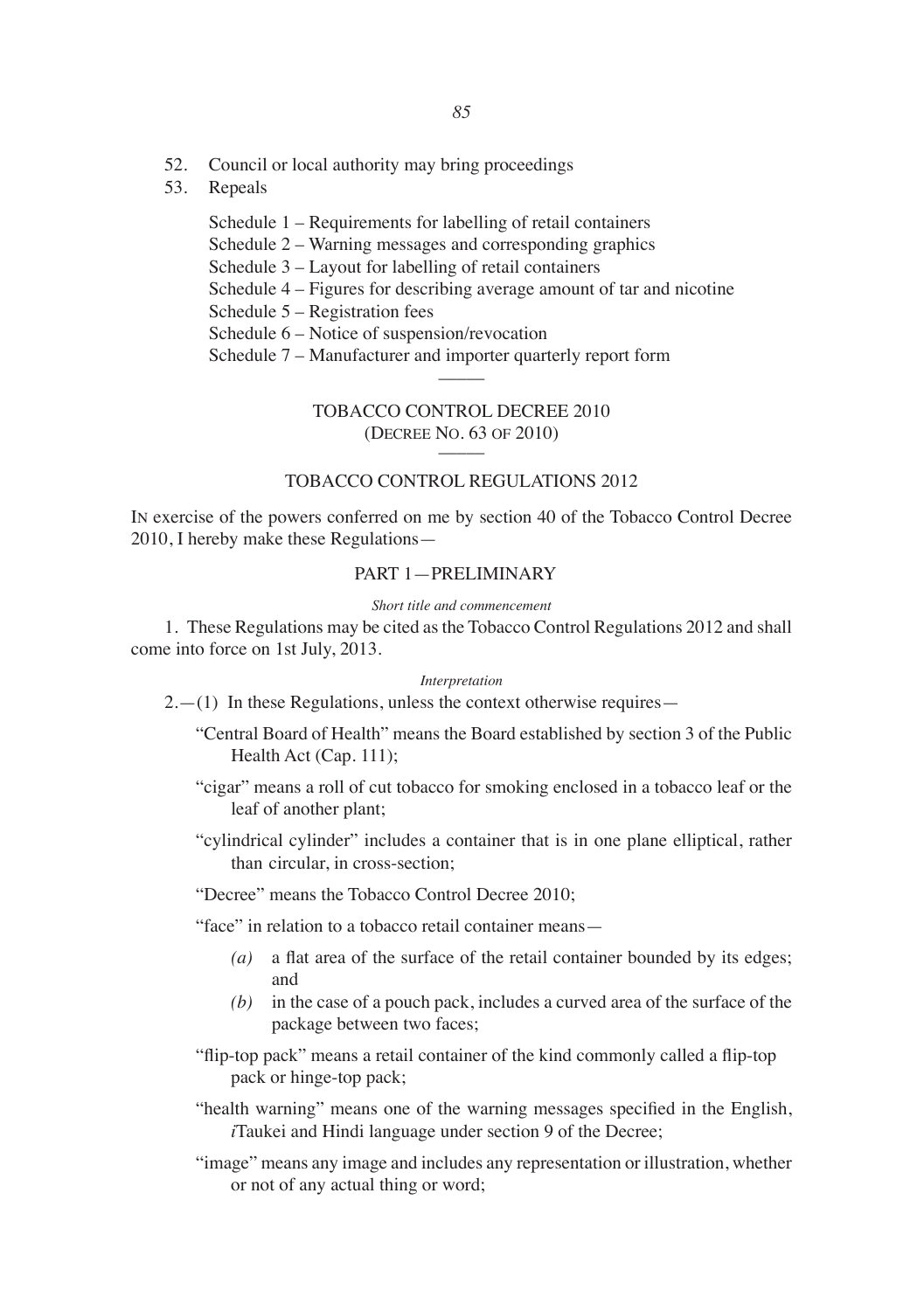52. Council or local authority may bring proceedings
53. Repeals

Schedule 1 – Requirements for labelling of retail containers
Schedule 2 – Warning messages and corresponding graphics
Schedule 3 – Layout for labelling of retail containers
Schedule 4 – Figures for describing average amount of tar and nicotine
Schedule 5 – Registration fees
Schedule 6 – Notice of suspension/revocation
Schedule 7 – Manufacturer and importer quarterly report form

———

TOBACCO CONTROL DECREE 2010
(DECREE NO. 63 OF 2010)

———

TOBACCO CONTROL REGULATIONS 2012

IN exercise of the powers conferred on me by section 40 of the Tobacco Control Decree 2010, I hereby make these Regulations—

## PART 1—PRELIMINARY

*Short title and commencement*

1. These Regulations may be cited as the Tobacco Control Regulations 2012 and shall come into force on 1st July, 2013.

*Interpretation*

2.—(1) In these Regulations, unless the context otherwise requires—

"Central Board of Health" means the Board established by section 3 of the Public Health Act (Cap. 111);

"cigar" means a roll of cut tobacco for smoking enclosed in a tobacco leaf or the leaf of another plant;

"cylindrical cylinder" includes a container that is in one plane elliptical, rather than circular, in cross-section;

"Decree" means the Tobacco Control Decree 2010;

"face" in relation to a tobacco retail container means—

*(a)* a flat area of the surface of the retail container bounded by its edges; and
*(b)* in the case of a pouch pack, includes a curved area of the surface of the package between two faces;

"flip-top pack" means a retail container of the kind commonly called a flip-top pack or hinge-top pack;

"health warning" means one of the warning messages specified in the English, *i*Taukei and Hindi language under section 9 of the Decree;

"image" means any image and includes any representation or illustration, whether or not of any actual thing or word;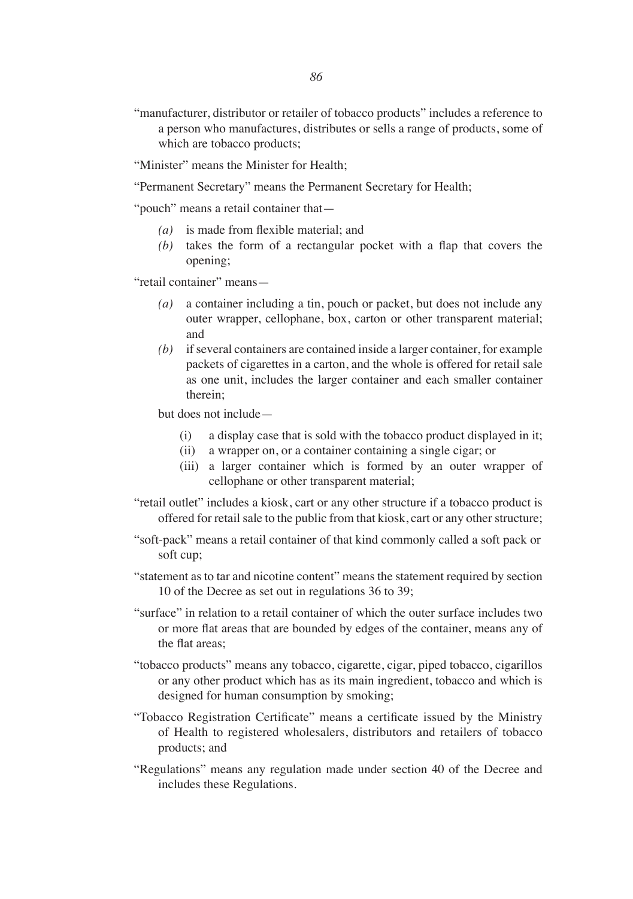"manufacturer, distributor or retailer of tobacco products" includes a reference to a person who manufactures, distributes or sells a range of products, some of which are tobacco products;

"Minister" means the Minister for Health;

"Permanent Secretary" means the Permanent Secretary for Health;

"pouch" means a retail container that—

*(a)* is made from flexible material; and

*(b)* takes the form of a rectangular pocket with a flap that covers the opening;

"retail container" means—

*(a)* a container including a tin, pouch or packet, but does not include any outer wrapper, cellophane, box, carton or other transparent material; and

*(b)* if several containers are contained inside a larger container, for example packets of cigarettes in a carton, and the whole is offered for retail sale as one unit, includes the larger container and each smaller container therein;

but does not include—

(i) a display case that is sold with the tobacco product displayed in it;

(ii) a wrapper on, or a container containing a single cigar; or

(iii) a larger container which is formed by an outer wrapper of cellophane or other transparent material;

"retail outlet" includes a kiosk, cart or any other structure if a tobacco product is offered for retail sale to the public from that kiosk, cart or any other structure;

"soft-pack" means a retail container of that kind commonly called a soft pack or soft cup;

"statement as to tar and nicotine content" means the statement required by section 10 of the Decree as set out in regulations 36 to 39;

"surface" in relation to a retail container of which the outer surface includes two or more flat areas that are bounded by edges of the container, means any of the flat areas;

"tobacco products" means any tobacco, cigarette, cigar, piped tobacco, cigarillos or any other product which has as its main ingredient, tobacco and which is designed for human consumption by smoking;

"Tobacco Registration Certificate" means a certificate issued by the Ministry of Health to registered wholesalers, distributors and retailers of tobacco products; and

"Regulations" means any regulation made under section 40 of the Decree and includes these Regulations.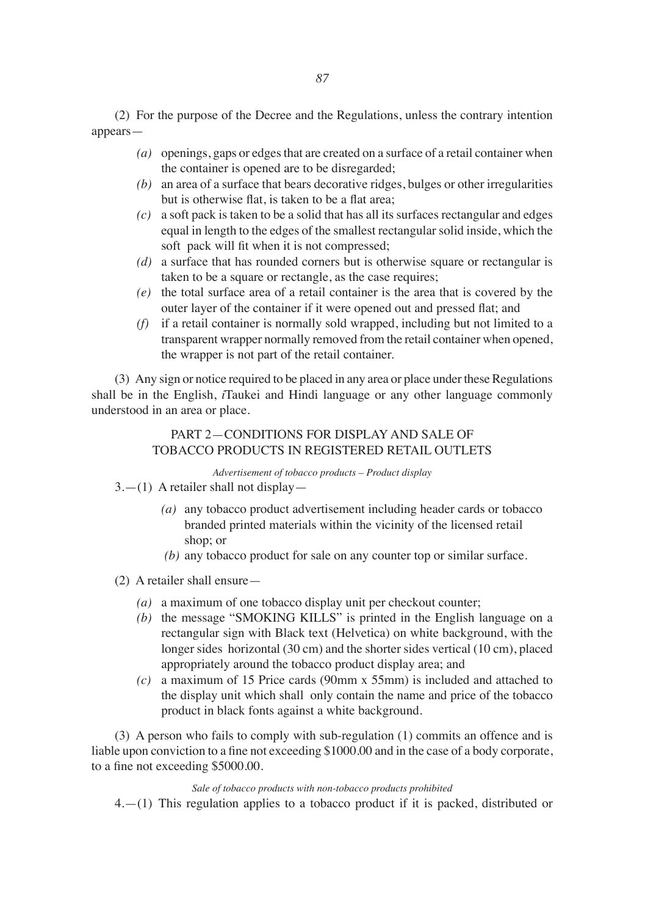(2) For the purpose of the Decree and the Regulations, unless the contrary intention appears—

- *(a)* openings, gaps or edges that are created on a surface of a retail container when the container is opened are to be disregarded;
- *(b)* an area of a surface that bears decorative ridges, bulges or other irregularities but is otherwise flat, is taken to be a flat area;
- *(c)* a soft pack is taken to be a solid that has all its surfaces rectangular and edges equal in length to the edges of the smallest rectangular solid inside, which the soft pack will fit when it is not compressed;
- *(d)* a surface that has rounded corners but is otherwise square or rectangular is taken to be a square or rectangle, as the case requires;
- *(e)* the total surface area of a retail container is the area that is covered by the outer layer of the container if it were opened out and pressed flat; and
- *(f)* if a retail container is normally sold wrapped, including but not limited to a transparent wrapper normally removed from the retail container when opened, the wrapper is not part of the retail container.

(3) Any sign or notice required to be placed in any area or place under these Regulations shall be in the English, *i*Taukei and Hindi language or any other language commonly understood in an area or place.

## PART 2—CONDITIONS FOR DISPLAY AND SALE OF TOBACCO PRODUCTS IN REGISTERED RETAIL OUTLETS

*Advertisement of tobacco products – Product display*

3.—(1) A retailer shall not display—

- *(a)* any tobacco product advertisement including header cards or tobacco branded printed materials within the vicinity of the licensed retail shop; or
- *(b)* any tobacco product for sale on any counter top or similar surface.

(2) A retailer shall ensure—

- *(a)* a maximum of one tobacco display unit per checkout counter;
- *(b)* the message "SMOKING KILLS" is printed in the English language on a rectangular sign with Black text (Helvetica) on white background, with the longer sides horizontal (30 cm) and the shorter sides vertical (10 cm), placed appropriately around the tobacco product display area; and
- *(c)* a maximum of 15 Price cards (90mm x 55mm) is included and attached to the display unit which shall only contain the name and price of the tobacco product in black fonts against a white background.

(3) A person who fails to comply with sub-regulation (1) commits an offence and is liable upon conviction to a fine not exceeding $1000.00 and in the case of a body corporate, to a fine not exceeding $5000.00.

*Sale of tobacco products with non-tobacco products prohibited*

4.—(1) This regulation applies to a tobacco product if it is packed, distributed or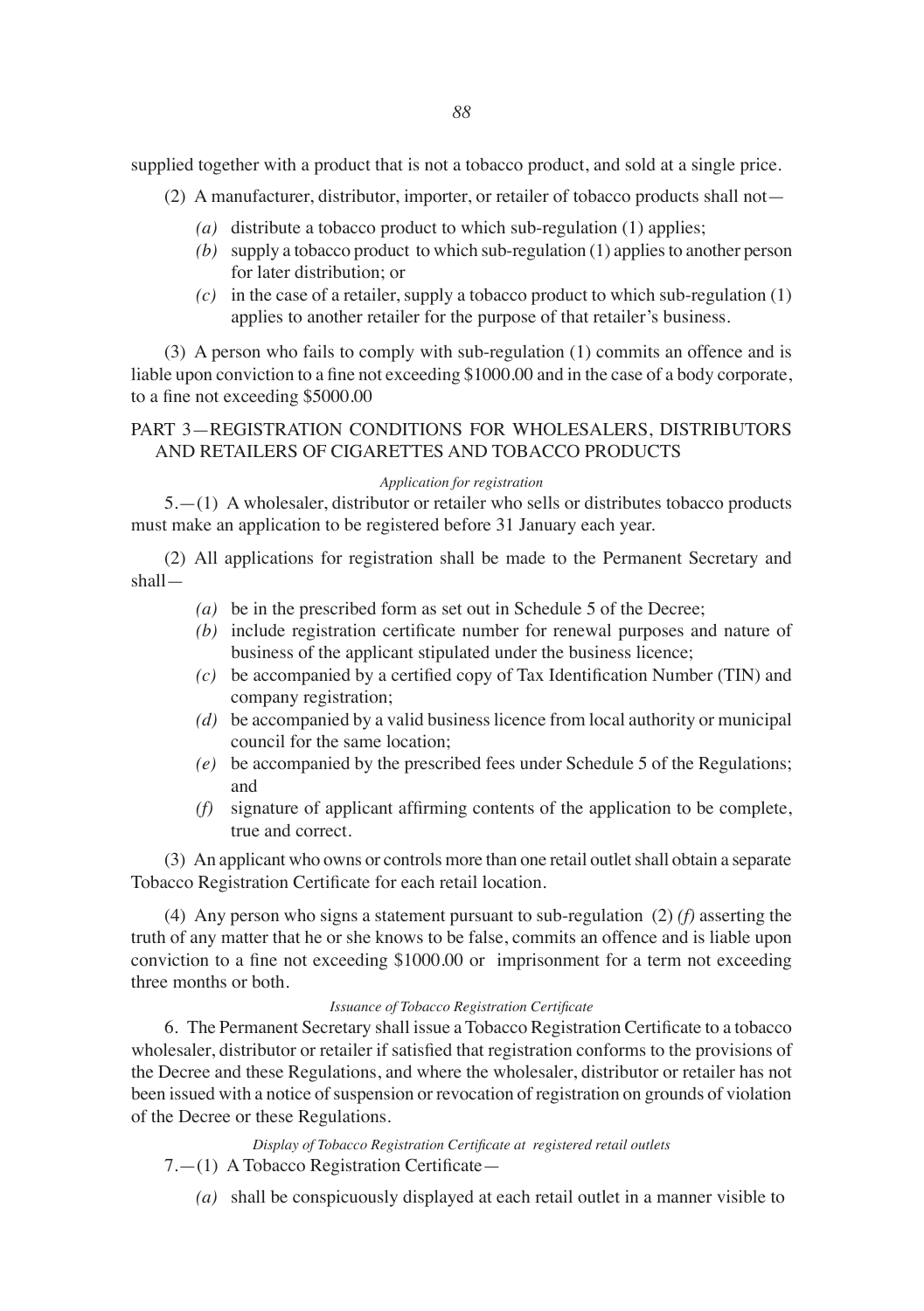supplied together with a product that is not a tobacco product, and sold at a single price.

(2) A manufacturer, distributor, importer, or retailer of tobacco products shall not—

*(a)* distribute a tobacco product to which sub-regulation (1) applies;

*(b)* supply a tobacco product to which sub-regulation (1) applies to another person for later distribution; or

*(c)* in the case of a retailer, supply a tobacco product to which sub-regulation (1) applies to another retailer for the purpose of that retailer's business.

(3) A person who fails to comply with sub-regulation (1) commits an offence and is liable upon conviction to a fine not exceeding $1000.00 and in the case of a body corporate, to a fine not exceeding $5000.00

## PART 3—REGISTRATION CONDITIONS FOR WHOLESALERS, DISTRIBUTORS AND RETAILERS OF CIGARETTES AND TOBACCO PRODUCTS

*Application for registration*

5.—(1) A wholesaler, distributor or retailer who sells or distributes tobacco products must make an application to be registered before 31 January each year.

(2) All applications for registration shall be made to the Permanent Secretary and shall—

*(a)* be in the prescribed form as set out in Schedule 5 of the Decree;

*(b)* include registration certificate number for renewal purposes and nature of business of the applicant stipulated under the business licence;

*(c)* be accompanied by a certified copy of Tax Identification Number (TIN) and company registration;

*(d)* be accompanied by a valid business licence from local authority or municipal council for the same location;

*(e)* be accompanied by the prescribed fees under Schedule 5 of the Regulations; and

*(f)* signature of applicant affirming contents of the application to be complete, true and correct.

(3) An applicant who owns or controls more than one retail outlet shall obtain a separate Tobacco Registration Certificate for each retail location.

(4) Any person who signs a statement pursuant to sub-regulation (2) *(f)* asserting the truth of any matter that he or she knows to be false, commits an offence and is liable upon conviction to a fine not exceeding $1000.00 or imprisonment for a term not exceeding three months or both.

*Issuance of Tobacco Registration Certificate*

6. The Permanent Secretary shall issue a Tobacco Registration Certificate to a tobacco wholesaler, distributor or retailer if satisfied that registration conforms to the provisions of the Decree and these Regulations, and where the wholesaler, distributor or retailer has not been issued with a notice of suspension or revocation of registration on grounds of violation of the Decree or these Regulations.

*Display of Tobacco Registration Certificate at registered retail outlets*

7.—(1) A Tobacco Registration Certificate—

*(a)* shall be conspicuously displayed at each retail outlet in a manner visible to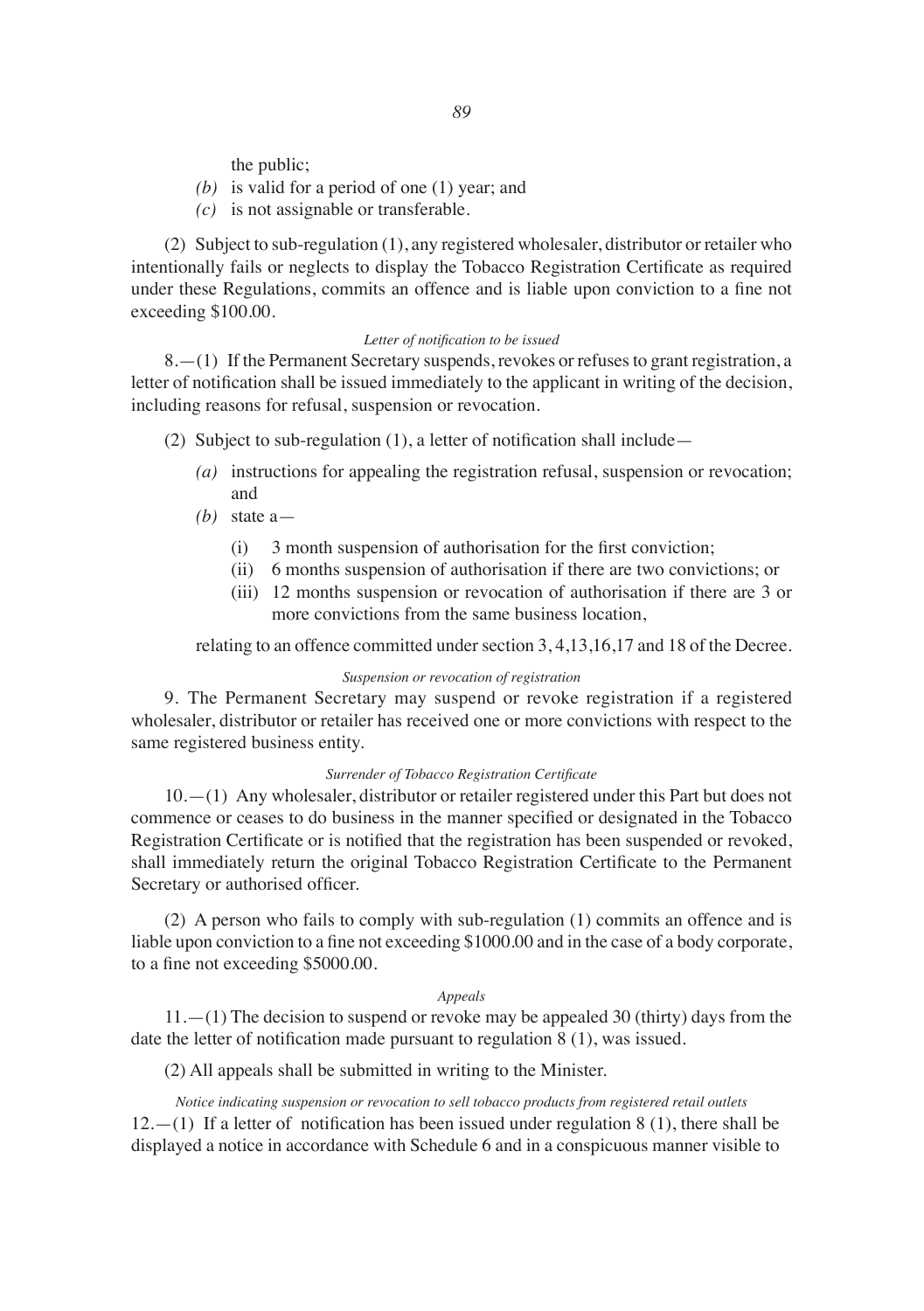the public;

*(b)* is valid for a period of one (1) year; and

*(c)* is not assignable or transferable.

(2) Subject to sub-regulation (1), any registered wholesaler, distributor or retailer who intentionally fails or neglects to display the Tobacco Registration Certificate as required under these Regulations, commits an offence and is liable upon conviction to a fine not exceeding $100.00.

*Letter of notification to be issued*

8.—(1) If the Permanent Secretary suspends, revokes or refuses to grant registration, a letter of notification shall be issued immediately to the applicant in writing of the decision, including reasons for refusal, suspension or revocation.

(2) Subject to sub-regulation (1), a letter of notification shall include—

*(a)* instructions for appealing the registration refusal, suspension or revocation; and

*(b)* state a—

(i) 3 month suspension of authorisation for the first conviction;

(ii) 6 months suspension of authorisation if there are two convictions; or

(iii) 12 months suspension or revocation of authorisation if there are 3 or more convictions from the same business location,

relating to an offence committed under section 3, 4,13,16,17 and 18 of the Decree.

*Suspension or revocation of registration*

9. The Permanent Secretary may suspend or revoke registration if a registered wholesaler, distributor or retailer has received one or more convictions with respect to the same registered business entity.

*Surrender of Tobacco Registration Certificate*

10.—(1) Any wholesaler, distributor or retailer registered under this Part but does not commence or ceases to do business in the manner specified or designated in the Tobacco Registration Certificate or is notified that the registration has been suspended or revoked, shall immediately return the original Tobacco Registration Certificate to the Permanent Secretary or authorised officer.

(2) A person who fails to comply with sub-regulation (1) commits an offence and is liable upon conviction to a fine not exceeding $1000.00 and in the case of a body corporate, to a fine not exceeding $5000.00.

*Appeals*

11.—(1) The decision to suspend or revoke may be appealed 30 (thirty) days from the date the letter of notification made pursuant to regulation 8 (1), was issued.

(2) All appeals shall be submitted in writing to the Minister.

*Notice indicating suspension or revocation to sell tobacco products from registered retail outlets*

12.—(1) If a letter of notification has been issued under regulation 8 (1), there shall be displayed a notice in accordance with Schedule 6 and in a conspicuous manner visible to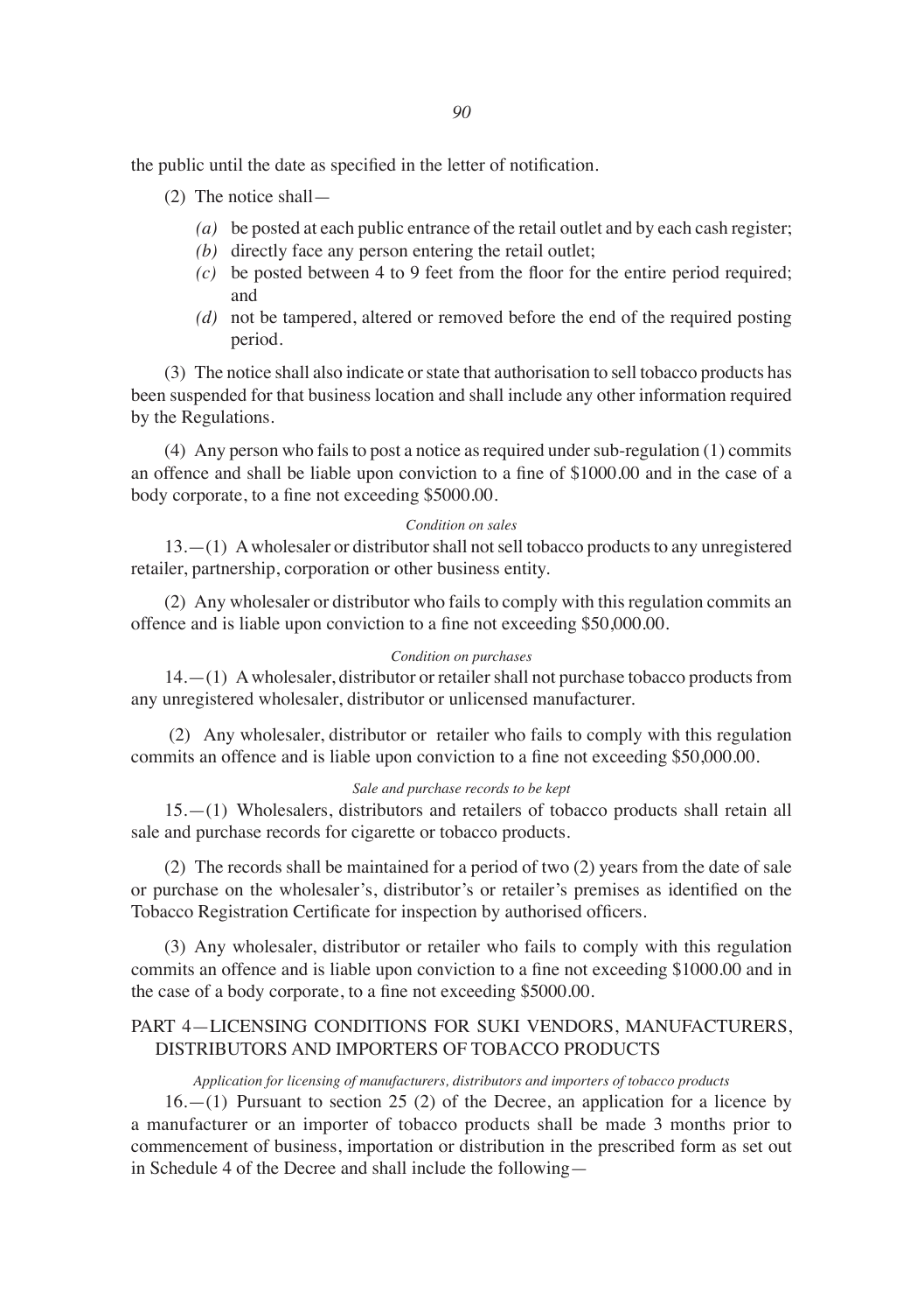the public until the date as specified in the letter of notification.

(2) The notice shall—

- *(a)* be posted at each public entrance of the retail outlet and by each cash register;
- *(b)* directly face any person entering the retail outlet;
- *(c)* be posted between 4 to 9 feet from the floor for the entire period required; and
- *(d)* not be tampered, altered or removed before the end of the required posting period.

(3) The notice shall also indicate or state that authorisation to sell tobacco products has been suspended for that business location and shall include any other information required by the Regulations.

(4) Any person who fails to post a notice as required under sub-regulation (1) commits an offence and shall be liable upon conviction to a fine of $1000.00 and in the case of a body corporate, to a fine not exceeding $5000.00.

*Condition on sales*

13.—(1) A wholesaler or distributor shall not sell tobacco products to any unregistered retailer, partnership, corporation or other business entity.

(2) Any wholesaler or distributor who fails to comply with this regulation commits an offence and is liable upon conviction to a fine not exceeding $50,000.00.

*Condition on purchases*

14.—(1) A wholesaler, distributor or retailer shall not purchase tobacco products from any unregistered wholesaler, distributor or unlicensed manufacturer.

(2) Any wholesaler, distributor or retailer who fails to comply with this regulation commits an offence and is liable upon conviction to a fine not exceeding $50,000.00.

*Sale and purchase records to be kept*

15.—(1) Wholesalers, distributors and retailers of tobacco products shall retain all sale and purchase records for cigarette or tobacco products.

(2) The records shall be maintained for a period of two (2) years from the date of sale or purchase on the wholesaler's, distributor's or retailer's premises as identified on the Tobacco Registration Certificate for inspection by authorised officers.

(3) Any wholesaler, distributor or retailer who fails to comply with this regulation commits an offence and is liable upon conviction to a fine not exceeding $1000.00 and in the case of a body corporate, to a fine not exceeding $5000.00.

## PART 4—LICENSING CONDITIONS FOR SUKI VENDORS, MANUFACTURERS, DISTRIBUTORS AND IMPORTERS OF TOBACCO PRODUCTS

*Application for licensing of manufacturers, distributors and importers of tobacco products*

16.—(1) Pursuant to section 25 (2) of the Decree, an application for a licence by a manufacturer or an importer of tobacco products shall be made 3 months prior to commencement of business, importation or distribution in the prescribed form as set out in Schedule 4 of the Decree and shall include the following—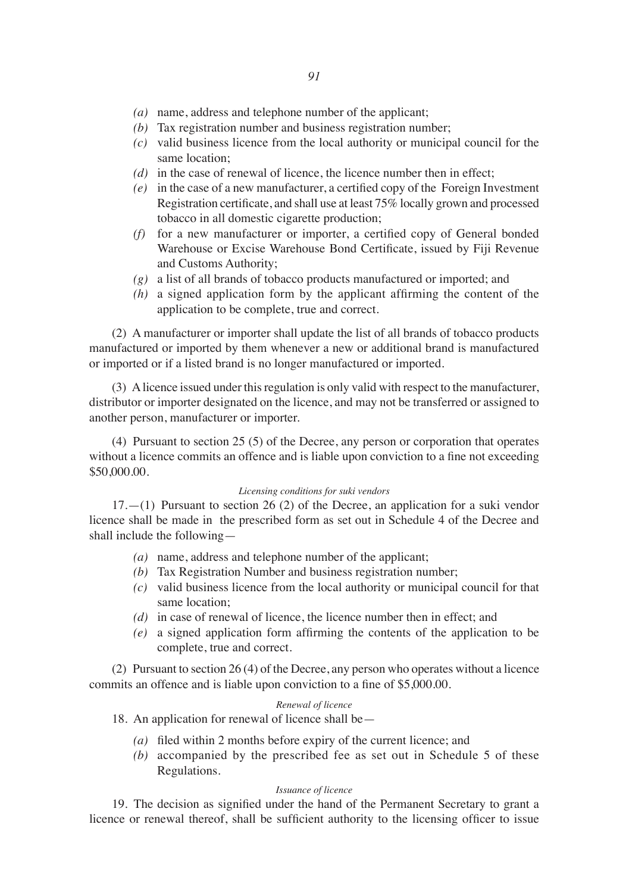- *(a)* name, address and telephone number of the applicant;
- *(b)* Tax registration number and business registration number;
- *(c)* valid business licence from the local authority or municipal council for the same location;
- *(d)* in the case of renewal of licence, the licence number then in effect;
- *(e)* in the case of a new manufacturer, a certified copy of the Foreign Investment Registration certificate, and shall use at least 75% locally grown and processed tobacco in all domestic cigarette production;
- *(f)* for a new manufacturer or importer, a certified copy of General bonded Warehouse or Excise Warehouse Bond Certificate, issued by Fiji Revenue and Customs Authority;
- *(g)* a list of all brands of tobacco products manufactured or imported; and
- *(h)* a signed application form by the applicant affirming the content of the application to be complete, true and correct.

(2) A manufacturer or importer shall update the list of all brands of tobacco products manufactured or imported by them whenever a new or additional brand is manufactured or imported or if a listed brand is no longer manufactured or imported.

(3) A licence issued under this regulation is only valid with respect to the manufacturer, distributor or importer designated on the licence, and may not be transferred or assigned to another person, manufacturer or importer.

(4) Pursuant to section 25 (5) of the Decree, any person or corporation that operates without a licence commits an offence and is liable upon conviction to a fine not exceeding $50,000.00.

*Licensing conditions for suki vendors*

17.—(1) Pursuant to section 26 (2) of the Decree, an application for a suki vendor licence shall be made in the prescribed form as set out in Schedule 4 of the Decree and shall include the following—

- *(a)* name, address and telephone number of the applicant;
- *(b)* Tax Registration Number and business registration number;
- *(c)* valid business licence from the local authority or municipal council for that same location;
- *(d)* in case of renewal of licence, the licence number then in effect; and
- *(e)* a signed application form affirming the contents of the application to be complete, true and correct.

(2) Pursuant to section 26 (4) of the Decree, any person who operates without a licence commits an offence and is liable upon conviction to a fine of $5,000.00.

*Renewal of licence*

18. An application for renewal of licence shall be—

- *(a)* filed within 2 months before expiry of the current licence; and
- *(b)* accompanied by the prescribed fee as set out in Schedule 5 of these Regulations.

*Issuance of licence*

19. The decision as signified under the hand of the Permanent Secretary to grant a licence or renewal thereof, shall be sufficient authority to the licensing officer to issue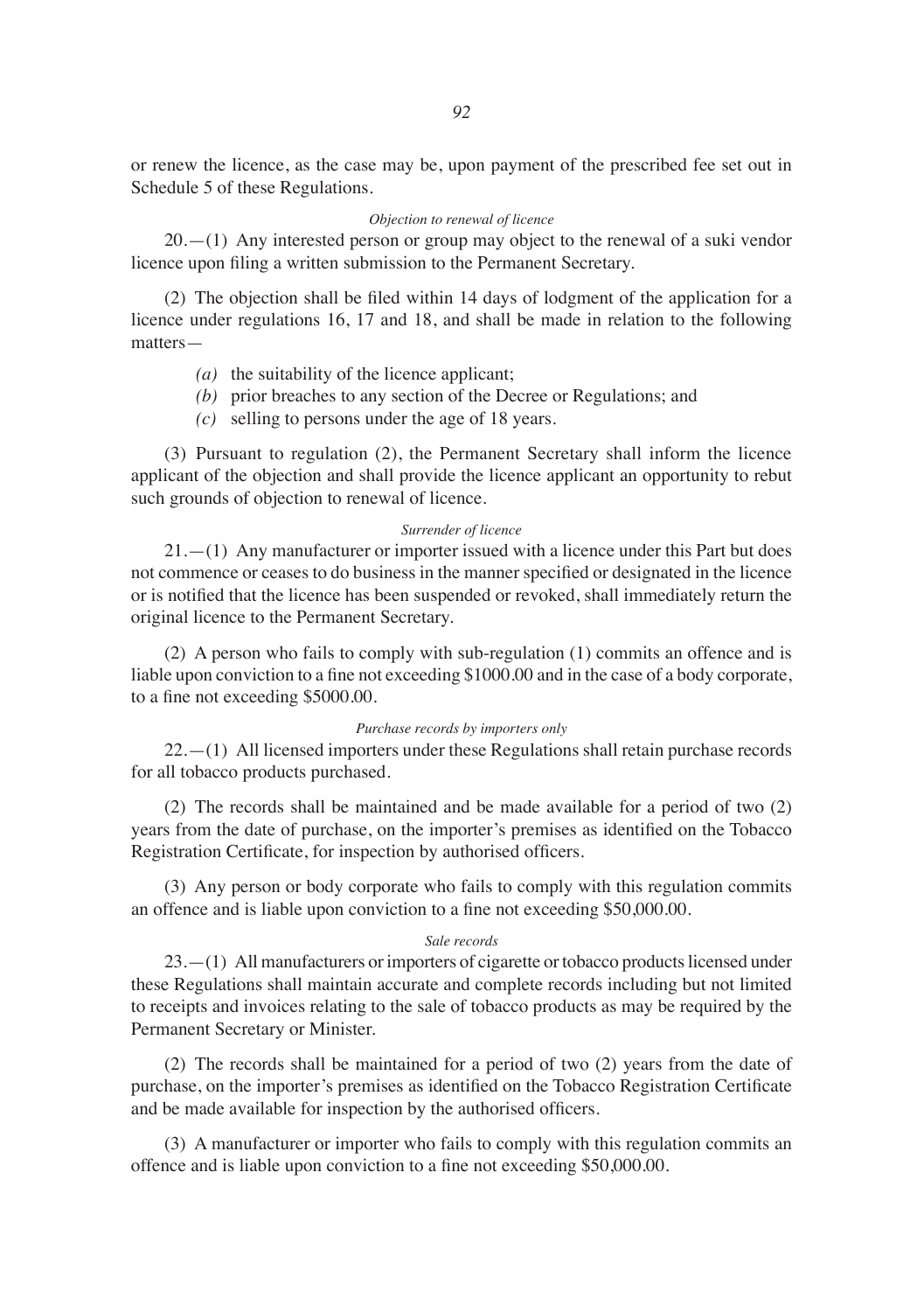or renew the licence, as the case may be, upon payment of the prescribed fee set out in Schedule 5 of these Regulations.

*Objection to renewal of licence*

20.—(1) Any interested person or group may object to the renewal of a suki vendor licence upon filing a written submission to the Permanent Secretary.

(2) The objection shall be filed within 14 days of lodgment of the application for a licence under regulations 16, 17 and 18, and shall be made in relation to the following matters—

*(a)* the suitability of the licence applicant;

*(b)* prior breaches to any section of the Decree or Regulations; and

*(c)* selling to persons under the age of 18 years.

(3) Pursuant to regulation (2), the Permanent Secretary shall inform the licence applicant of the objection and shall provide the licence applicant an opportunity to rebut such grounds of objection to renewal of licence.

*Surrender of licence*

21.—(1) Any manufacturer or importer issued with a licence under this Part but does not commence or ceases to do business in the manner specified or designated in the licence or is notified that the licence has been suspended or revoked, shall immediately return the original licence to the Permanent Secretary.

(2) A person who fails to comply with sub-regulation (1) commits an offence and is liable upon conviction to a fine not exceeding $1000.00 and in the case of a body corporate, to a fine not exceeding $5000.00.

*Purchase records by importers only*

22.—(1) All licensed importers under these Regulations shall retain purchase records for all tobacco products purchased.

(2) The records shall be maintained and be made available for a period of two (2) years from the date of purchase, on the importer's premises as identified on the Tobacco Registration Certificate, for inspection by authorised officers.

(3) Any person or body corporate who fails to comply with this regulation commits an offence and is liable upon conviction to a fine not exceeding $50,000.00.

*Sale records*

23.—(1) All manufacturers or importers of cigarette or tobacco products licensed under these Regulations shall maintain accurate and complete records including but not limited to receipts and invoices relating to the sale of tobacco products as may be required by the Permanent Secretary or Minister.

(2) The records shall be maintained for a period of two (2) years from the date of purchase, on the importer's premises as identified on the Tobacco Registration Certificate and be made available for inspection by the authorised officers.

(3) A manufacturer or importer who fails to comply with this regulation commits an offence and is liable upon conviction to a fine not exceeding $50,000.00.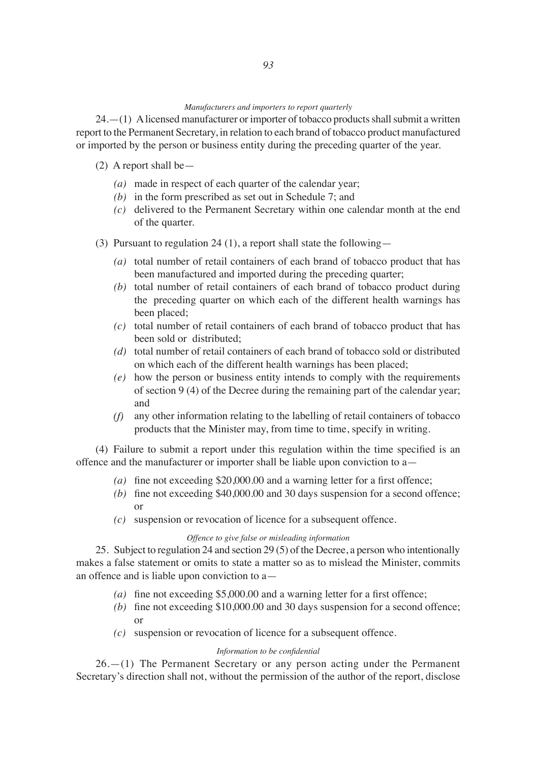*Manufacturers and importers to report quarterly*

24.—(1) A licensed manufacturer or importer of tobacco products shall submit a written report to the Permanent Secretary, in relation to each brand of tobacco product manufactured or imported by the person or business entity during the preceding quarter of the year.

(2) A report shall be—

- *(a)* made in respect of each quarter of the calendar year;
- *(b)* in the form prescribed as set out in Schedule 7; and
- *(c)* delivered to the Permanent Secretary within one calendar month at the end of the quarter.

(3) Pursuant to regulation 24 (1), a report shall state the following—

- *(a)* total number of retail containers of each brand of tobacco product that has been manufactured and imported during the preceding quarter;
- *(b)* total number of retail containers of each brand of tobacco product during the preceding quarter on which each of the different health warnings has been placed;
- *(c)* total number of retail containers of each brand of tobacco product that has been sold or distributed;
- *(d)* total number of retail containers of each brand of tobacco sold or distributed on which each of the different health warnings has been placed;
- *(e)* how the person or business entity intends to comply with the requirements of section 9 (4) of the Decree during the remaining part of the calendar year; and
- *(f)* any other information relating to the labelling of retail containers of tobacco products that the Minister may, from time to time, specify in writing.

(4) Failure to submit a report under this regulation within the time specified is an offence and the manufacturer or importer shall be liable upon conviction to a—

- *(a)* fine not exceeding $20,000.00 and a warning letter for a first offence;
- *(b)* fine not exceeding $40,000.00 and 30 days suspension for a second offence; or
- *(c)* suspension or revocation of licence for a subsequent offence.

*Offence to give false or misleading information*

25. Subject to regulation 24 and section 29 (5) of the Decree, a person who intentionally makes a false statement or omits to state a matter so as to mislead the Minister, commits an offence and is liable upon conviction to a—

- *(a)* fine not exceeding $5,000.00 and a warning letter for a first offence;
- *(b)* fine not exceeding $10,000.00 and 30 days suspension for a second offence; or
- *(c)* suspension or revocation of licence for a subsequent offence.

*Information to be confidential*

26.—(1) The Permanent Secretary or any person acting under the Permanent Secretary's direction shall not, without the permission of the author of the report, disclose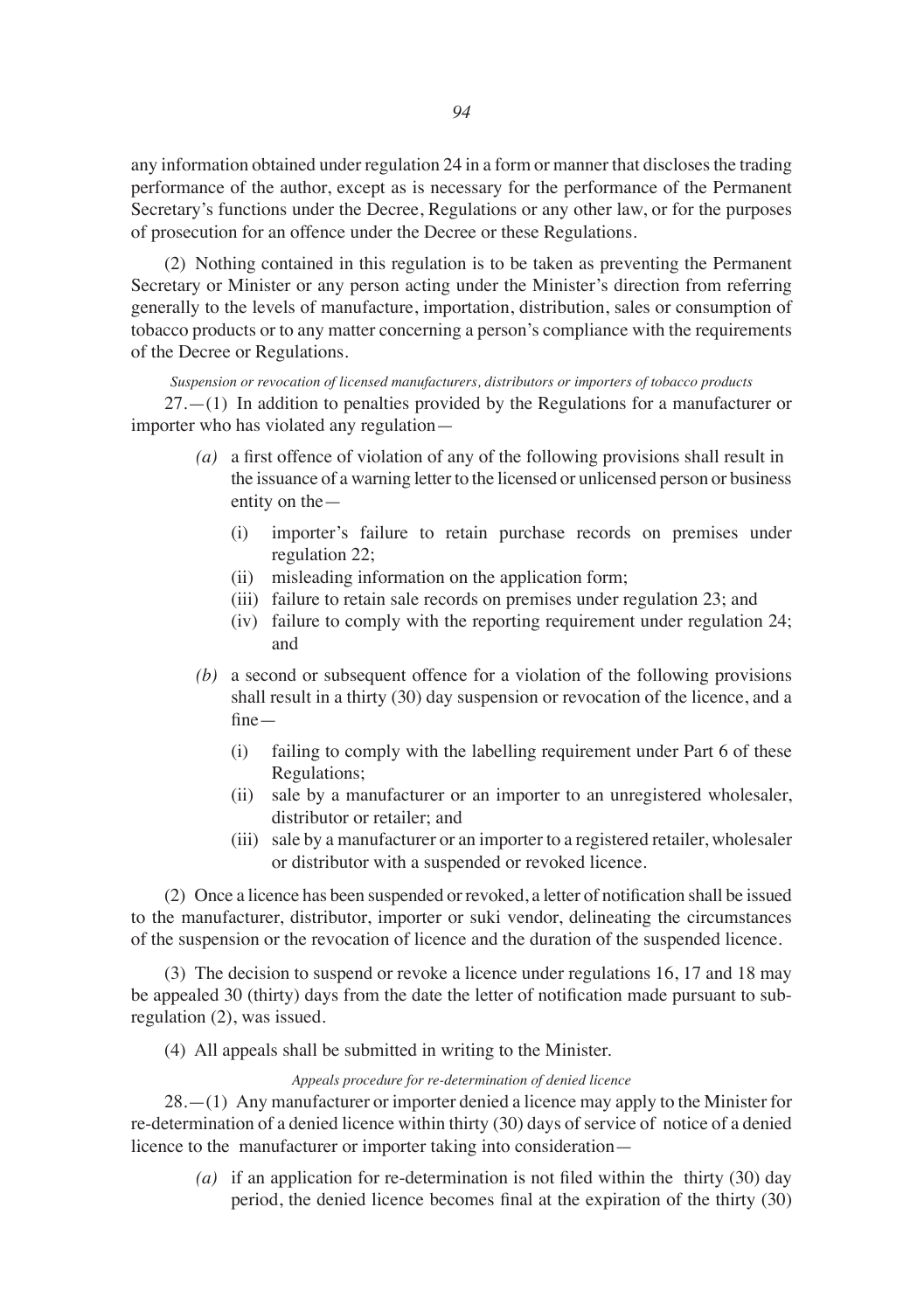any information obtained under regulation 24 in a form or manner that discloses the trading performance of the author, except as is necessary for the performance of the Permanent Secretary's functions under the Decree, Regulations or any other law, or for the purposes of prosecution for an offence under the Decree or these Regulations.

(2) Nothing contained in this regulation is to be taken as preventing the Permanent Secretary or Minister or any person acting under the Minister's direction from referring generally to the levels of manufacture, importation, distribution, sales or consumption of tobacco products or to any matter concerning a person's compliance with the requirements of the Decree or Regulations.

*Suspension or revocation of licensed manufacturers, distributors or importers of tobacco products*

27.—(1) In addition to penalties provided by the Regulations for a manufacturer or importer who has violated any regulation—

*(a)* a first offence of violation of any of the following provisions shall result in the issuance of a warning letter to the licensed or unlicensed person or business entity on the—

(i) importer's failure to retain purchase records on premises under regulation 22;

(ii) misleading information on the application form;

(iii) failure to retain sale records on premises under regulation 23; and

(iv) failure to comply with the reporting requirement under regulation 24; and

*(b)* a second or subsequent offence for a violation of the following provisions shall result in a thirty (30) day suspension or revocation of the licence, and a fine—

(i) failing to comply with the labelling requirement under Part 6 of these Regulations;

(ii) sale by a manufacturer or an importer to an unregistered wholesaler, distributor or retailer; and

(iii) sale by a manufacturer or an importer to a registered retailer, wholesaler or distributor with a suspended or revoked licence.

(2) Once a licence has been suspended or revoked, a letter of notification shall be issued to the manufacturer, distributor, importer or suki vendor, delineating the circumstances of the suspension or the revocation of licence and the duration of the suspended licence.

(3) The decision to suspend or revoke a licence under regulations 16, 17 and 18 may be appealed 30 (thirty) days from the date the letter of notification made pursuant to sub-regulation (2), was issued.

(4) All appeals shall be submitted in writing to the Minister.

*Appeals procedure for re-determination of denied licence*

28.—(1) Any manufacturer or importer denied a licence may apply to the Minister for re-determination of a denied licence within thirty (30) days of service of notice of a denied licence to the manufacturer or importer taking into consideration—

*(a)* if an application for re-determination is not filed within the thirty (30) day period, the denied licence becomes final at the expiration of the thirty (30)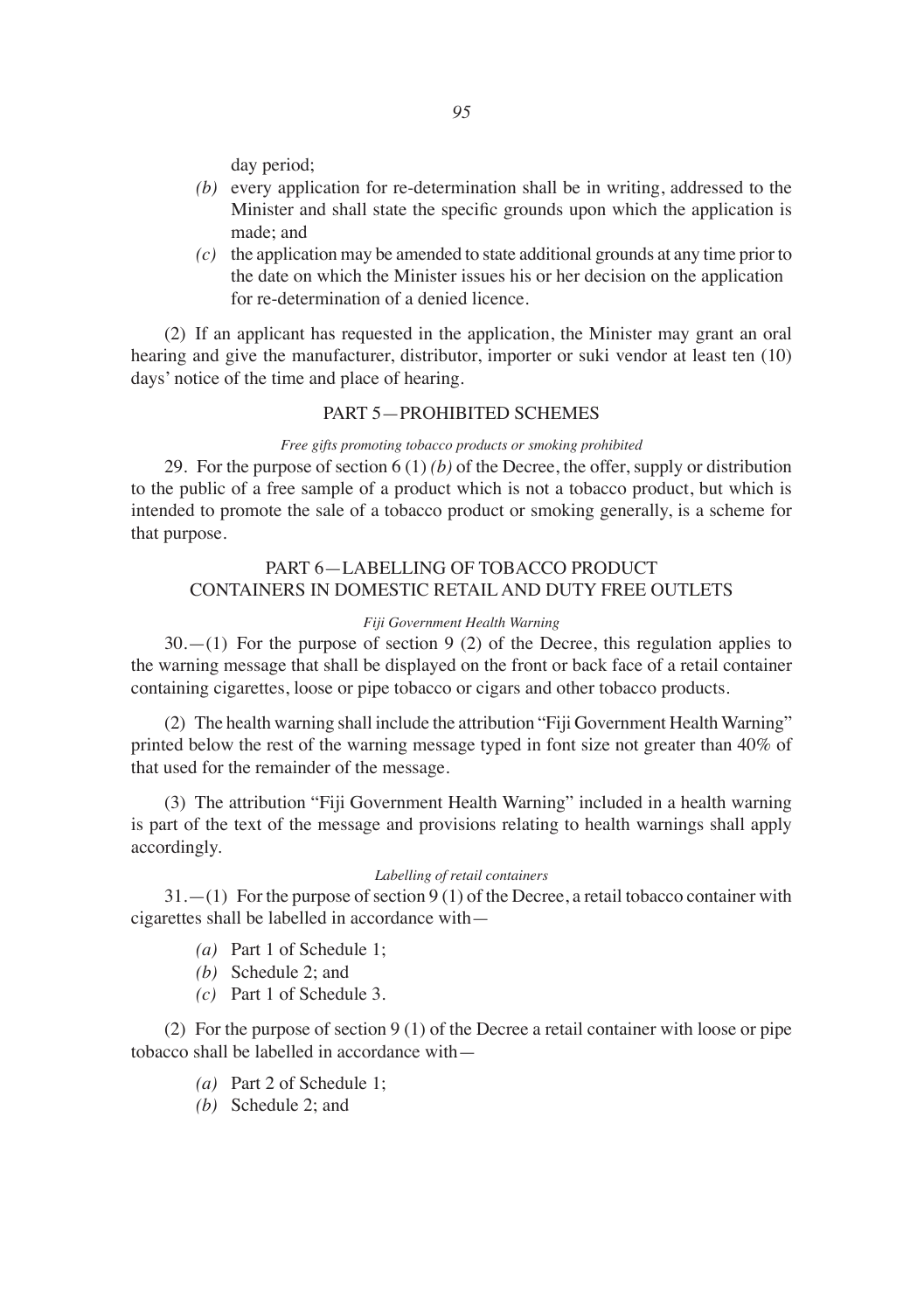day period;

- *(b)* every application for re-determination shall be in writing, addressed to the Minister and shall state the specific grounds upon which the application is made; and
- *(c)* the application may be amended to state additional grounds at any time prior to the date on which the Minister issues his or her decision on the application for re-determination of a denied licence.

(2) If an applicant has requested in the application, the Minister may grant an oral hearing and give the manufacturer, distributor, importer or suki vendor at least ten (10) days' notice of the time and place of hearing.

## PART 5—PROHIBITED SCHEMES

*Free gifts promoting tobacco products or smoking prohibited*

29. For the purpose of section 6 (1) *(b)* of the Decree, the offer, supply or distribution to the public of a free sample of a product which is not a tobacco product, but which is intended to promote the sale of a tobacco product or smoking generally, is a scheme for that purpose.

## PART 6—LABELLING OF TOBACCO PRODUCT CONTAINERS IN DOMESTIC RETAIL AND DUTY FREE OUTLETS

*Fiji Government Health Warning*

30.—(1) For the purpose of section 9 (2) of the Decree, this regulation applies to the warning message that shall be displayed on the front or back face of a retail container containing cigarettes, loose or pipe tobacco or cigars and other tobacco products.

(2) The health warning shall include the attribution "Fiji Government Health Warning" printed below the rest of the warning message typed in font size not greater than 40% of that used for the remainder of the message.

(3) The attribution "Fiji Government Health Warning" included in a health warning is part of the text of the message and provisions relating to health warnings shall apply accordingly.

*Labelling of retail containers*

31.—(1) For the purpose of section 9 (1) of the Decree, a retail tobacco container with cigarettes shall be labelled in accordance with—

- *(a)* Part 1 of Schedule 1;
- *(b)* Schedule 2; and
- *(c)* Part 1 of Schedule 3.

(2) For the purpose of section 9 (1) of the Decree a retail container with loose or pipe tobacco shall be labelled in accordance with—

- *(a)* Part 2 of Schedule 1;
- *(b)* Schedule 2; and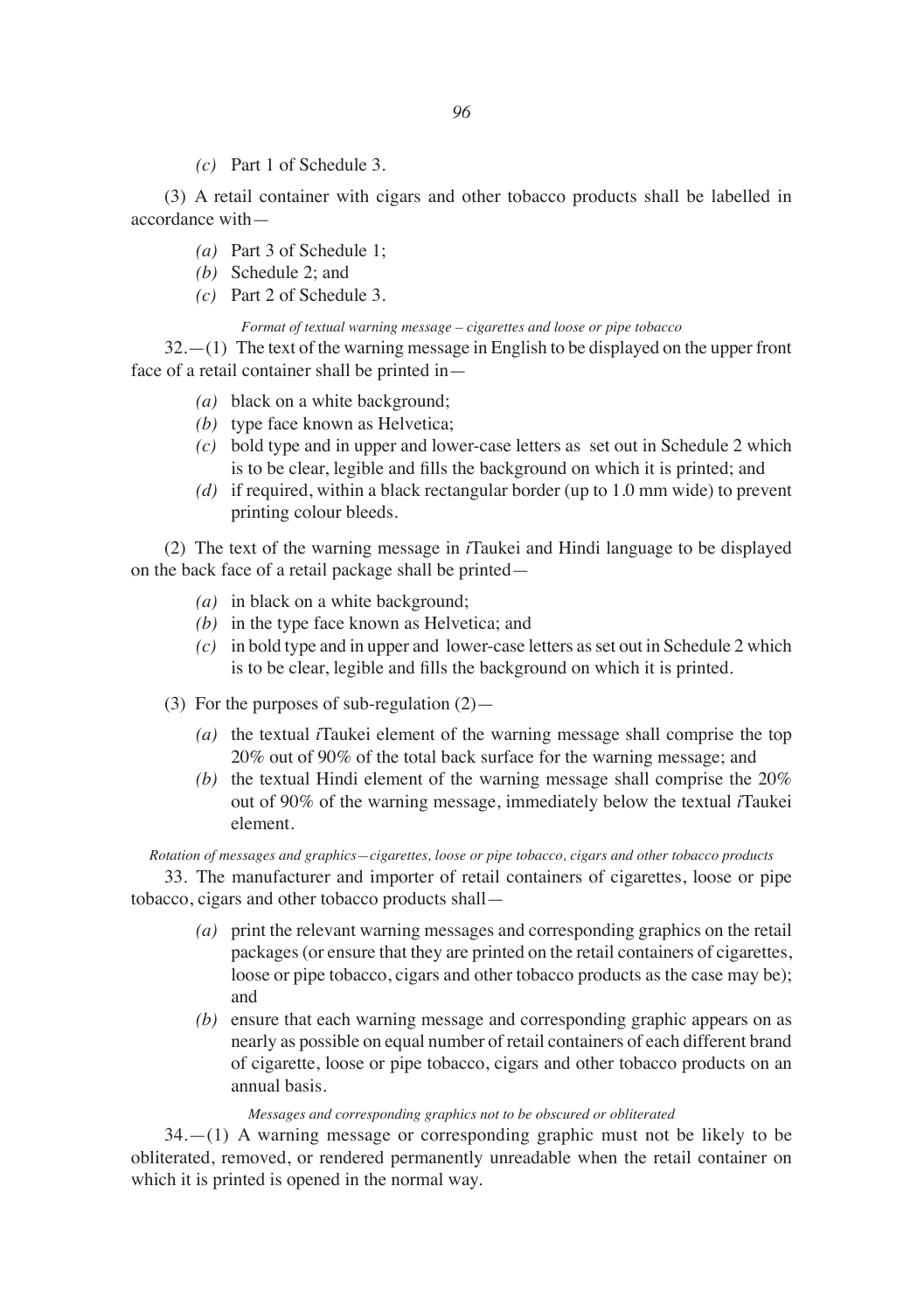*(c)* Part 1 of Schedule 3.

(3) A retail container with cigars and other tobacco products shall be labelled in accordance with—

*(a)* Part 3 of Schedule 1;
*(b)* Schedule 2; and
*(c)* Part 2 of Schedule 3.

*Format of textual warning message – cigarettes and loose or pipe tobacco*

32.—(1) The text of the warning message in English to be displayed on the upper front face of a retail container shall be printed in—

*(a)* black on a white background;
*(b)* type face known as Helvetica;
*(c)* bold type and in upper and lower-case letters as set out in Schedule 2 which is to be clear, legible and fills the background on which it is printed; and
*(d)* if required, within a black rectangular border (up to 1.0 mm wide) to prevent printing colour bleeds.

(2) The text of the warning message in *i*Taukei and Hindi language to be displayed on the back face of a retail package shall be printed—

*(a)* in black on a white background;
*(b)* in the type face known as Helvetica; and
*(c)* in bold type and in upper and lower-case letters as set out in Schedule 2 which is to be clear, legible and fills the background on which it is printed.

(3) For the purposes of sub-regulation (2)—

*(a)* the textual *i*Taukei element of the warning message shall comprise the top 20% out of 90% of the total back surface for the warning message; and
*(b)* the textual Hindi element of the warning message shall comprise the 20% out of 90% of the warning message, immediately below the textual *i*Taukei element.

*Rotation of messages and graphics—cigarettes, loose or pipe tobacco, cigars and other tobacco products*

33. The manufacturer and importer of retail containers of cigarettes, loose or pipe tobacco, cigars and other tobacco products shall—

*(a)* print the relevant warning messages and corresponding graphics on the retail packages (or ensure that they are printed on the retail containers of cigarettes, loose or pipe tobacco, cigars and other tobacco products as the case may be); and
*(b)* ensure that each warning message and corresponding graphic appears on as nearly as possible on equal number of retail containers of each different brand of cigarette, loose or pipe tobacco, cigars and other tobacco products on an annual basis.

*Messages and corresponding graphics not to be obscured or obliterated*

34.—(1) A warning message or corresponding graphic must not be likely to be obliterated, removed, or rendered permanently unreadable when the retail container on which it is printed is opened in the normal way.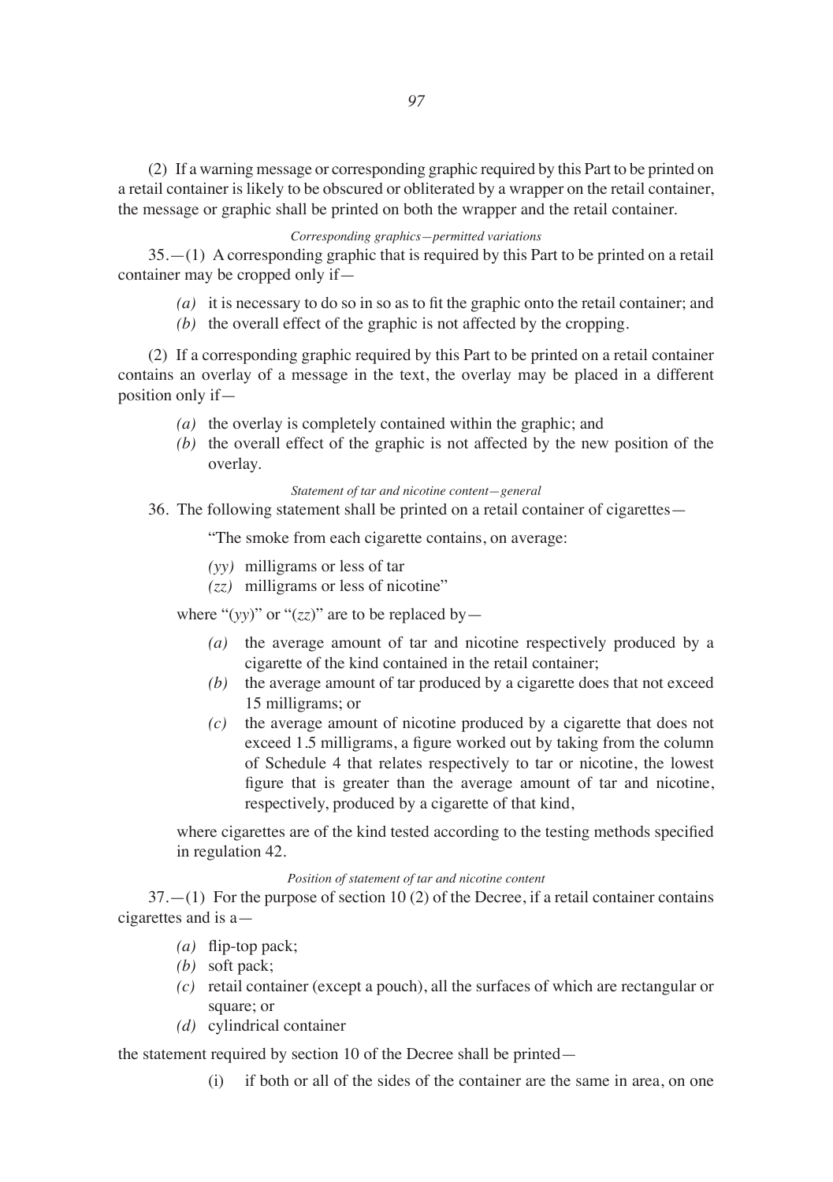(2) If a warning message or corresponding graphic required by this Part to be printed on a retail container is likely to be obscured or obliterated by a wrapper on the retail container, the message or graphic shall be printed on both the wrapper and the retail container.

*Corresponding graphics—permitted variations*

35.—(1) A corresponding graphic that is required by this Part to be printed on a retail container may be cropped only if—

- *(a)* it is necessary to do so in so as to fit the graphic onto the retail container; and
- *(b)* the overall effect of the graphic is not affected by the cropping.

(2) If a corresponding graphic required by this Part to be printed on a retail container contains an overlay of a message in the text, the overlay may be placed in a different position only if—

- *(a)* the overlay is completely contained within the graphic; and
- *(b)* the overall effect of the graphic is not affected by the new position of the overlay.

*Statement of tar and nicotine content—general*

36. The following statement shall be printed on a retail container of cigarettes—

"The smoke from each cigarette contains, on average:

*(yy)* milligrams or less of tar
*(zz)* milligrams or less of nicotine"

where "(*yy*)" or "(*zz*)" are to be replaced by—

- *(a)* the average amount of tar and nicotine respectively produced by a cigarette of the kind contained in the retail container;
- *(b)* the average amount of tar produced by a cigarette does that not exceed 15 milligrams; or
- *(c)* the average amount of nicotine produced by a cigarette that does not exceed 1.5 milligrams, a figure worked out by taking from the column of Schedule 4 that relates respectively to tar or nicotine, the lowest figure that is greater than the average amount of tar and nicotine, respectively, produced by a cigarette of that kind,

where cigarettes are of the kind tested according to the testing methods specified in regulation 42.

*Position of statement of tar and nicotine content*

37.—(1) For the purpose of section 10 (2) of the Decree, if a retail container contains cigarettes and is a—

- *(a)* flip-top pack;
- *(b)* soft pack;
- *(c)* retail container (except a pouch), all the surfaces of which are rectangular or square; or
- *(d)* cylindrical container

the statement required by section 10 of the Decree shall be printed—

- (i) if both or all of the sides of the container are the same in area, on one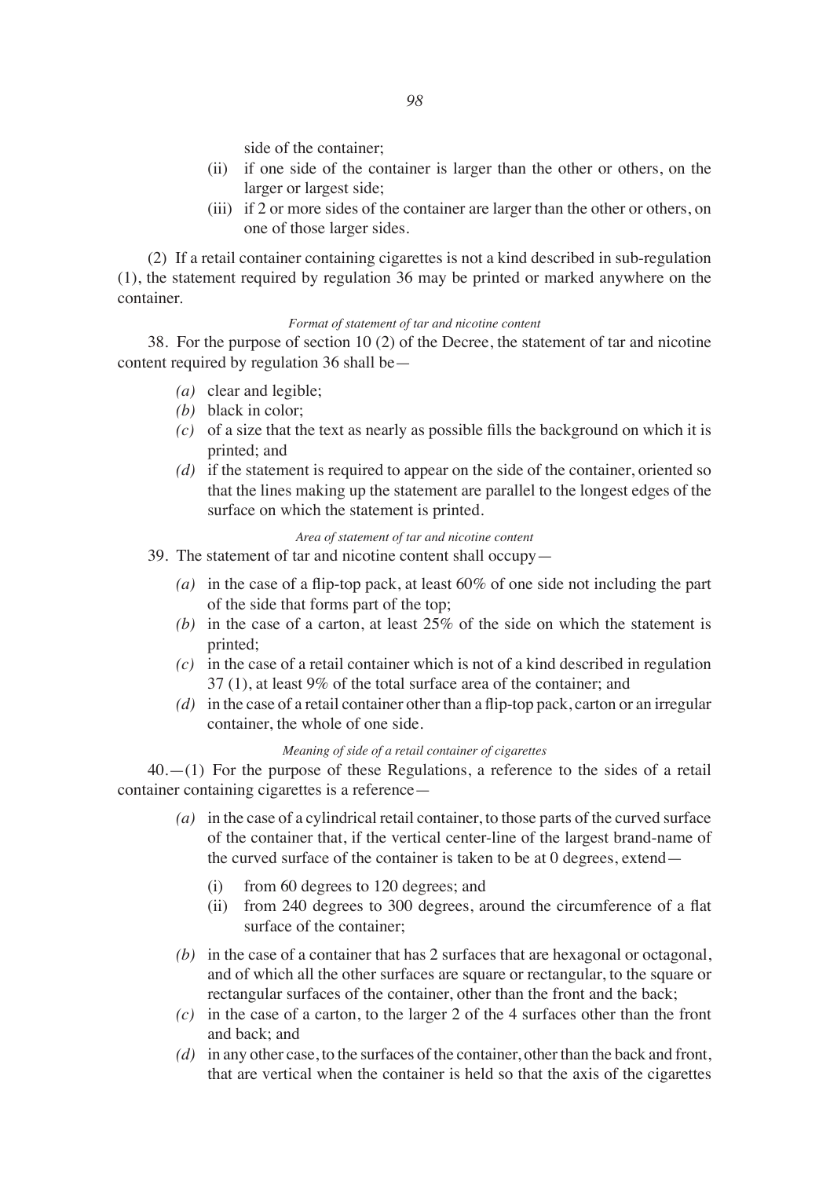side of the container;

- (ii) if one side of the container is larger than the other or others, on the larger or largest side;
- (iii) if 2 or more sides of the container are larger than the other or others, on one of those larger sides.

(2) If a retail container containing cigarettes is not a kind described in sub-regulation (1), the statement required by regulation 36 may be printed or marked anywhere on the container.

*Format of statement of tar and nicotine content*

38. For the purpose of section 10 (2) of the Decree, the statement of tar and nicotine content required by regulation 36 shall be—

- *(a)* clear and legible;
- *(b)* black in color;
- *(c)* of a size that the text as nearly as possible fills the background on which it is printed; and
- *(d)* if the statement is required to appear on the side of the container, oriented so that the lines making up the statement are parallel to the longest edges of the surface on which the statement is printed.

*Area of statement of tar and nicotine content*

39. The statement of tar and nicotine content shall occupy—

- *(a)* in the case of a flip-top pack, at least 60% of one side not including the part of the side that forms part of the top;
- *(b)* in the case of a carton, at least 25% of the side on which the statement is printed;
- *(c)* in the case of a retail container which is not of a kind described in regulation 37 (1), at least 9% of the total surface area of the container; and
- *(d)* in the case of a retail container other than a flip-top pack, carton or an irregular container, the whole of one side.

*Meaning of side of a retail container of cigarettes*

40.—(1) For the purpose of these Regulations, a reference to the sides of a retail container containing cigarettes is a reference—

- *(a)* in the case of a cylindrical retail container, to those parts of the curved surface of the container that, if the vertical center-line of the largest brand-name of the curved surface of the container is taken to be at 0 degrees, extend—
  - (i) from 60 degrees to 120 degrees; and
  - (ii) from 240 degrees to 300 degrees, around the circumference of a flat surface of the container;
- *(b)* in the case of a container that has 2 surfaces that are hexagonal or octagonal, and of which all the other surfaces are square or rectangular, to the square or rectangular surfaces of the container, other than the front and the back;
- *(c)* in the case of a carton, to the larger 2 of the 4 surfaces other than the front and back; and
- *(d)* in any other case, to the surfaces of the container, other than the back and front, that are vertical when the container is held so that the axis of the cigarettes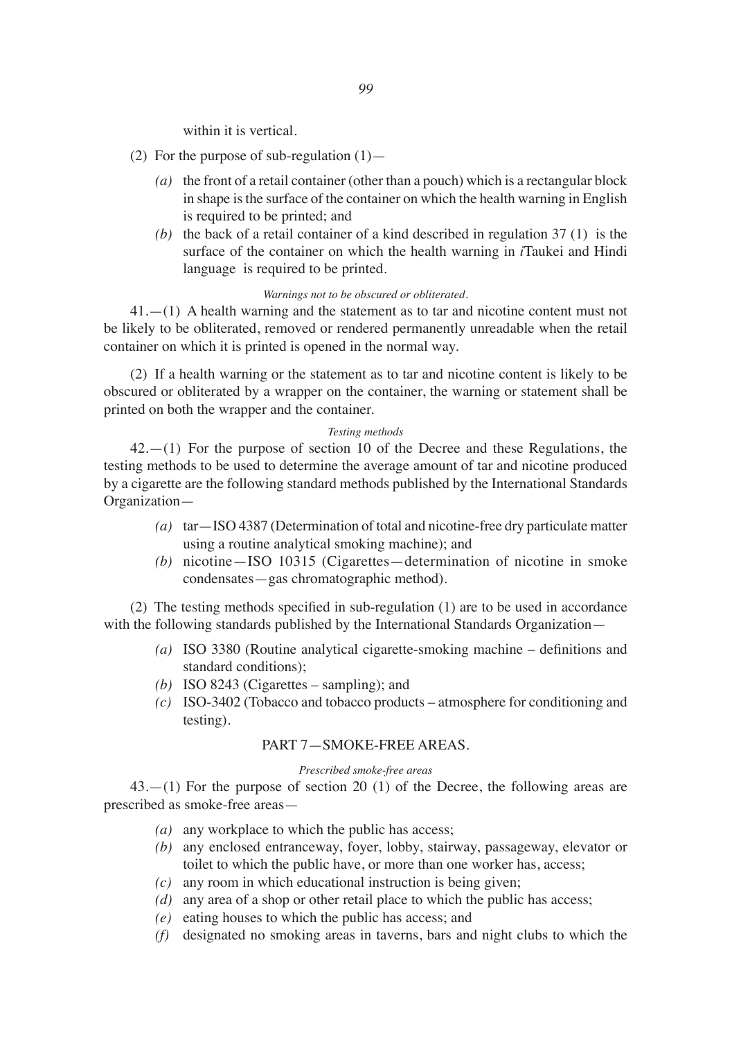within it is vertical.

(2) For the purpose of sub-regulation (1)—

*(a)* the front of a retail container (other than a pouch) which is a rectangular block in shape is the surface of the container on which the health warning in English is required to be printed; and

*(b)* the back of a retail container of a kind described in regulation 37 (1) is the surface of the container on which the health warning in *i*Taukei and Hindi language is required to be printed.

*Warnings not to be obscured or obliterated.*

41.—(1) A health warning and the statement as to tar and nicotine content must not be likely to be obliterated, removed or rendered permanently unreadable when the retail container on which it is printed is opened in the normal way.

(2) If a health warning or the statement as to tar and nicotine content is likely to be obscured or obliterated by a wrapper on the container, the warning or statement shall be printed on both the wrapper and the container.

*Testing methods*

42.—(1) For the purpose of section 10 of the Decree and these Regulations, the testing methods to be used to determine the average amount of tar and nicotine produced by a cigarette are the following standard methods published by the International Standards Organization—

*(a)* tar—ISO 4387 (Determination of total and nicotine-free dry particulate matter using a routine analytical smoking machine); and

*(b)* nicotine—ISO 10315 (Cigarettes—determination of nicotine in smoke condensates—gas chromatographic method).

(2) The testing methods specified in sub-regulation (1) are to be used in accordance with the following standards published by the International Standards Organization—

*(a)* ISO 3380 (Routine analytical cigarette-smoking machine – definitions and standard conditions);

*(b)* ISO 8243 (Cigarettes – sampling); and

*(c)* ISO-3402 (Tobacco and tobacco products – atmosphere for conditioning and testing).

## PART 7—SMOKE-FREE AREAS.

*Prescribed smoke-free areas*

43.—(1) For the purpose of section 20 (1) of the Decree, the following areas are prescribed as smoke-free areas—

*(a)* any workplace to which the public has access;

*(b)* any enclosed entranceway, foyer, lobby, stairway, passageway, elevator or toilet to which the public have, or more than one worker has, access;

*(c)* any room in which educational instruction is being given;

*(d)* any area of a shop or other retail place to which the public has access;

*(e)* eating houses to which the public has access; and

*(f)* designated no smoking areas in taverns, bars and night clubs to which the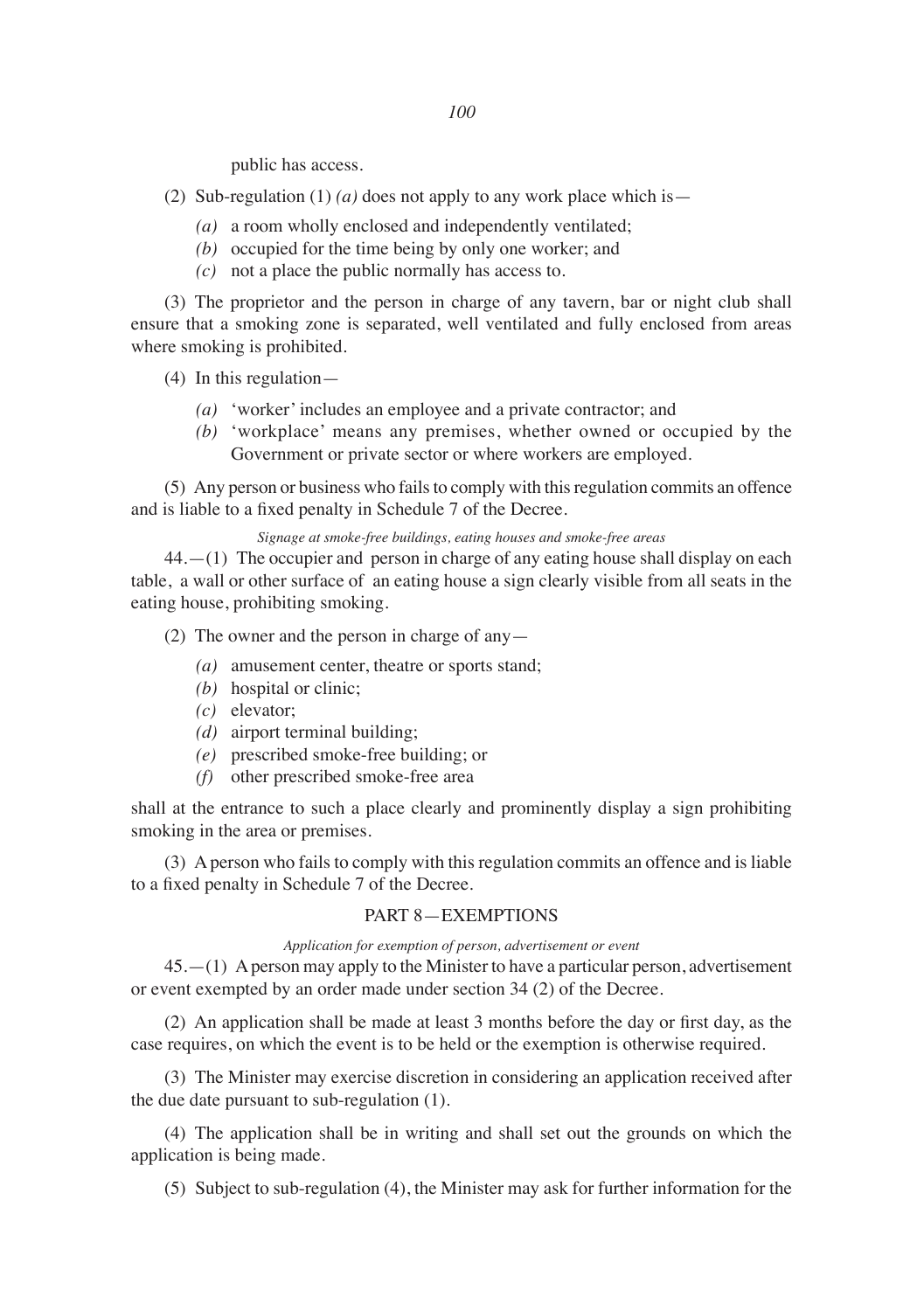public has access.

(2) Sub-regulation (1) *(a)* does not apply to any work place which is—

*(a)* a room wholly enclosed and independently ventilated;
*(b)* occupied for the time being by only one worker; and
*(c)* not a place the public normally has access to.

(3) The proprietor and the person in charge of any tavern, bar or night club shall ensure that a smoking zone is separated, well ventilated and fully enclosed from areas where smoking is prohibited.

(4) In this regulation—

*(a)* 'worker' includes an employee and a private contractor; and
*(b)* 'workplace' means any premises, whether owned or occupied by the Government or private sector or where workers are employed.

(5) Any person or business who fails to comply with this regulation commits an offence and is liable to a fixed penalty in Schedule 7 of the Decree.

*Signage at smoke-free buildings, eating houses and smoke-free areas*

44.—(1) The occupier and person in charge of any eating house shall display on each table, a wall or other surface of an eating house a sign clearly visible from all seats in the eating house, prohibiting smoking.

(2) The owner and the person in charge of any—

*(a)* amusement center, theatre or sports stand;
*(b)* hospital or clinic;
*(c)* elevator;
*(d)* airport terminal building;
*(e)* prescribed smoke-free building; or
*(f)* other prescribed smoke-free area

shall at the entrance to such a place clearly and prominently display a sign prohibiting smoking in the area or premises.

(3) A person who fails to comply with this regulation commits an offence and is liable to a fixed penalty in Schedule 7 of the Decree.

## PART 8—EXEMPTIONS

*Application for exemption of person, advertisement or event*

45.—(1) A person may apply to the Minister to have a particular person, advertisement or event exempted by an order made under section 34 (2) of the Decree.

(2) An application shall be made at least 3 months before the day or first day, as the case requires, on which the event is to be held or the exemption is otherwise required.

(3) The Minister may exercise discretion in considering an application received after the due date pursuant to sub-regulation (1).

(4) The application shall be in writing and shall set out the grounds on which the application is being made.

(5) Subject to sub-regulation (4), the Minister may ask for further information for the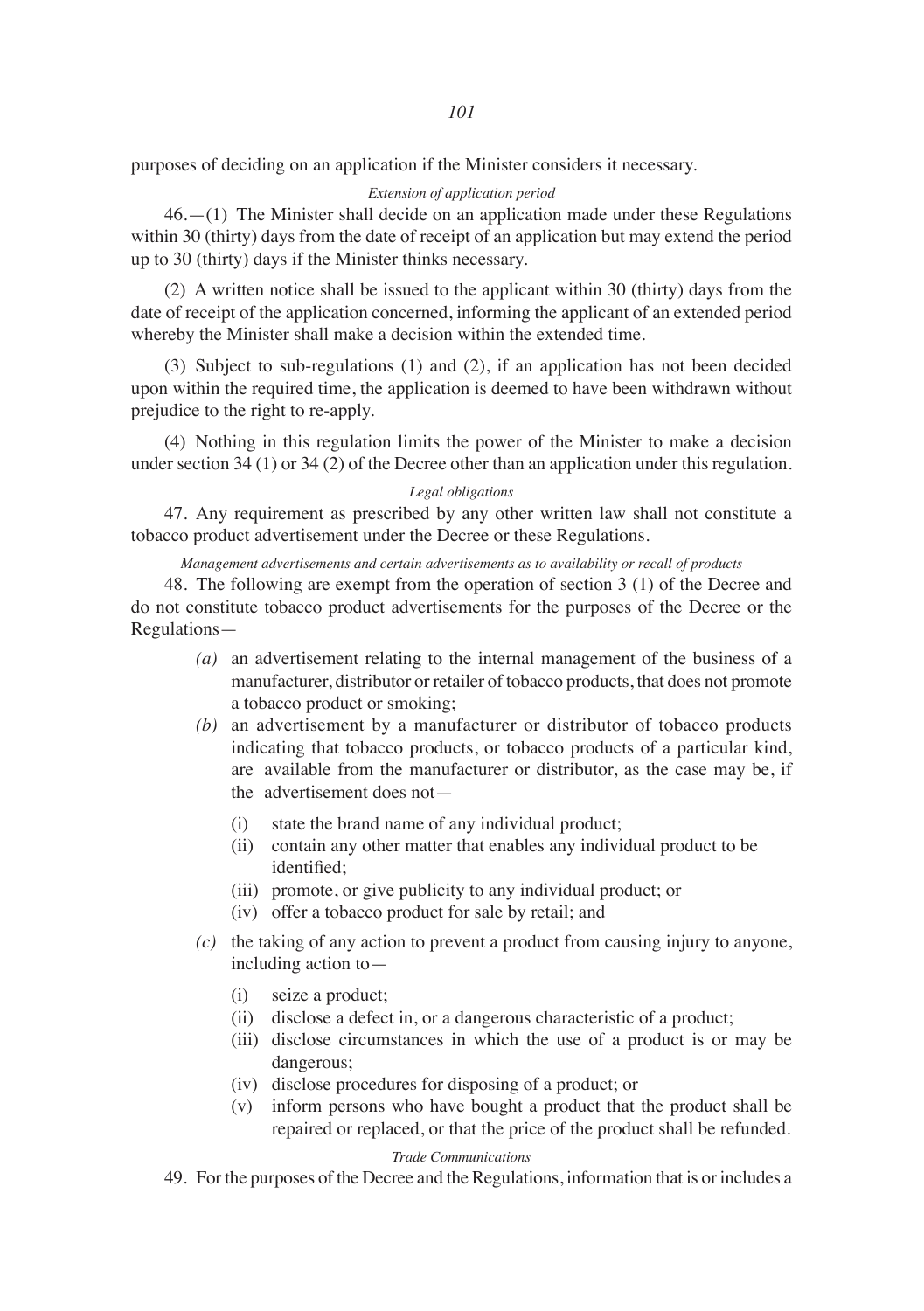purposes of deciding on an application if the Minister considers it necessary.

*Extension of application period*

46.—(1) The Minister shall decide on an application made under these Regulations within 30 (thirty) days from the date of receipt of an application but may extend the period up to 30 (thirty) days if the Minister thinks necessary.

(2) A written notice shall be issued to the applicant within 30 (thirty) days from the date of receipt of the application concerned, informing the applicant of an extended period whereby the Minister shall make a decision within the extended time.

(3) Subject to sub-regulations (1) and (2), if an application has not been decided upon within the required time, the application is deemed to have been withdrawn without prejudice to the right to re-apply.

(4) Nothing in this regulation limits the power of the Minister to make a decision under section 34 (1) or 34 (2) of the Decree other than an application under this regulation.

*Legal obligations*

47. Any requirement as prescribed by any other written law shall not constitute a tobacco product advertisement under the Decree or these Regulations.

*Management advertisements and certain advertisements as to availability or recall of products*

48. The following are exempt from the operation of section 3 (1) of the Decree and do not constitute tobacco product advertisements for the purposes of the Decree or the Regulations—

*(a)* an advertisement relating to the internal management of the business of a manufacturer, distributor or retailer of tobacco products, that does not promote a tobacco product or smoking;

*(b)* an advertisement by a manufacturer or distributor of tobacco products indicating that tobacco products, or tobacco products of a particular kind, are available from the manufacturer or distributor, as the case may be, if the advertisement does not—

(i) state the brand name of any individual product;

(ii) contain any other matter that enables any individual product to be identified;

(iii) promote, or give publicity to any individual product; or

(iv) offer a tobacco product for sale by retail; and

*(c)* the taking of any action to prevent a product from causing injury to anyone, including action to—

(i) seize a product;

(ii) disclose a defect in, or a dangerous characteristic of a product;

(iii) disclose circumstances in which the use of a product is or may be dangerous;

(iv) disclose procedures for disposing of a product; or

(v) inform persons who have bought a product that the product shall be repaired or replaced, or that the price of the product shall be refunded.

*Trade Communications*

49. For the purposes of the Decree and the Regulations, information that is or includes a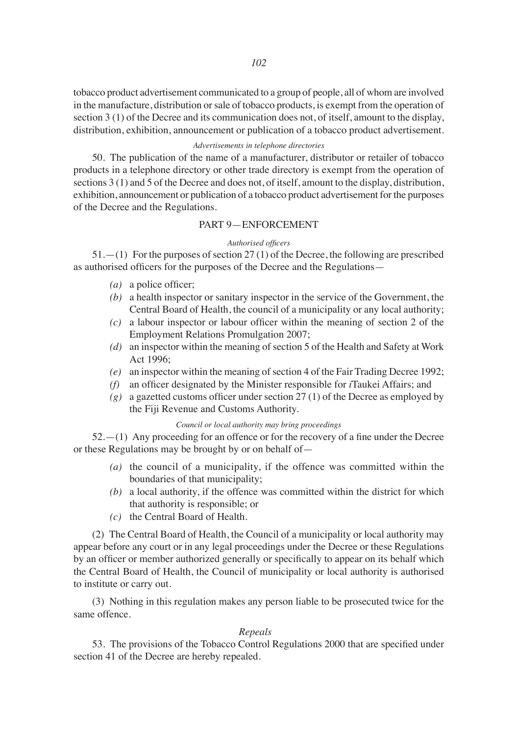tobacco product advertisement communicated to a group of people, all of whom are involved in the manufacture, distribution or sale of tobacco products, is exempt from the operation of section 3 (1) of the Decree and its communication does not, of itself, amount to the display, distribution, exhibition, announcement or publication of a tobacco product advertisement.

*Advertisements in telephone directories*

50. The publication of the name of a manufacturer, distributor or retailer of tobacco products in a telephone directory or other trade directory is exempt from the operation of sections 3 (1) and 5 of the Decree and does not, of itself, amount to the display, distribution, exhibition, announcement or publication of a tobacco product advertisement for the purposes of the Decree and the Regulations.

## PART 9—ENFORCEMENT

*Authorised officers*

51.—(1) For the purposes of section 27 (1) of the Decree, the following are prescribed as authorised officers for the purposes of the Decree and the Regulations—

- *(a)* a police officer;
- *(b)* a health inspector or sanitary inspector in the service of the Government, the Central Board of Health, the council of a municipality or any local authority;
- *(c)* a labour inspector or labour officer within the meaning of section 2 of the Employment Relations Promulgation 2007;
- *(d)* an inspector within the meaning of section 5 of the Health and Safety at Work Act 1996;
- *(e)* an inspector within the meaning of section 4 of the Fair Trading Decree 1992;
- *(f)* an officer designated by the Minister responsible for *i*Taukei Affairs; and
- *(g)* a gazetted customs officer under section 27 (1) of the Decree as employed by the Fiji Revenue and Customs Authority.

*Council or local authority may bring proceedings*

52.—(1) Any proceeding for an offence or for the recovery of a fine under the Decree or these Regulations may be brought by or on behalf of—

- *(a)* the council of a municipality, if the offence was committed within the boundaries of that municipality;
- *(b)* a local authority, if the offence was committed within the district for which that authority is responsible; or
- *(c)* the Central Board of Health.

(2) The Central Board of Health, the Council of a municipality or local authority may appear before any court or in any legal proceedings under the Decree or these Regulations by an officer or member authorized generally or specifically to appear on its behalf which the Central Board of Health, the Council of municipality or local authority is authorised to institute or carry out.

(3) Nothing in this regulation makes any person liable to be prosecuted twice for the same offence.

*Repeals*

53. The provisions of the Tobacco Control Regulations 2000 that are specified under section 41 of the Decree are hereby repealed.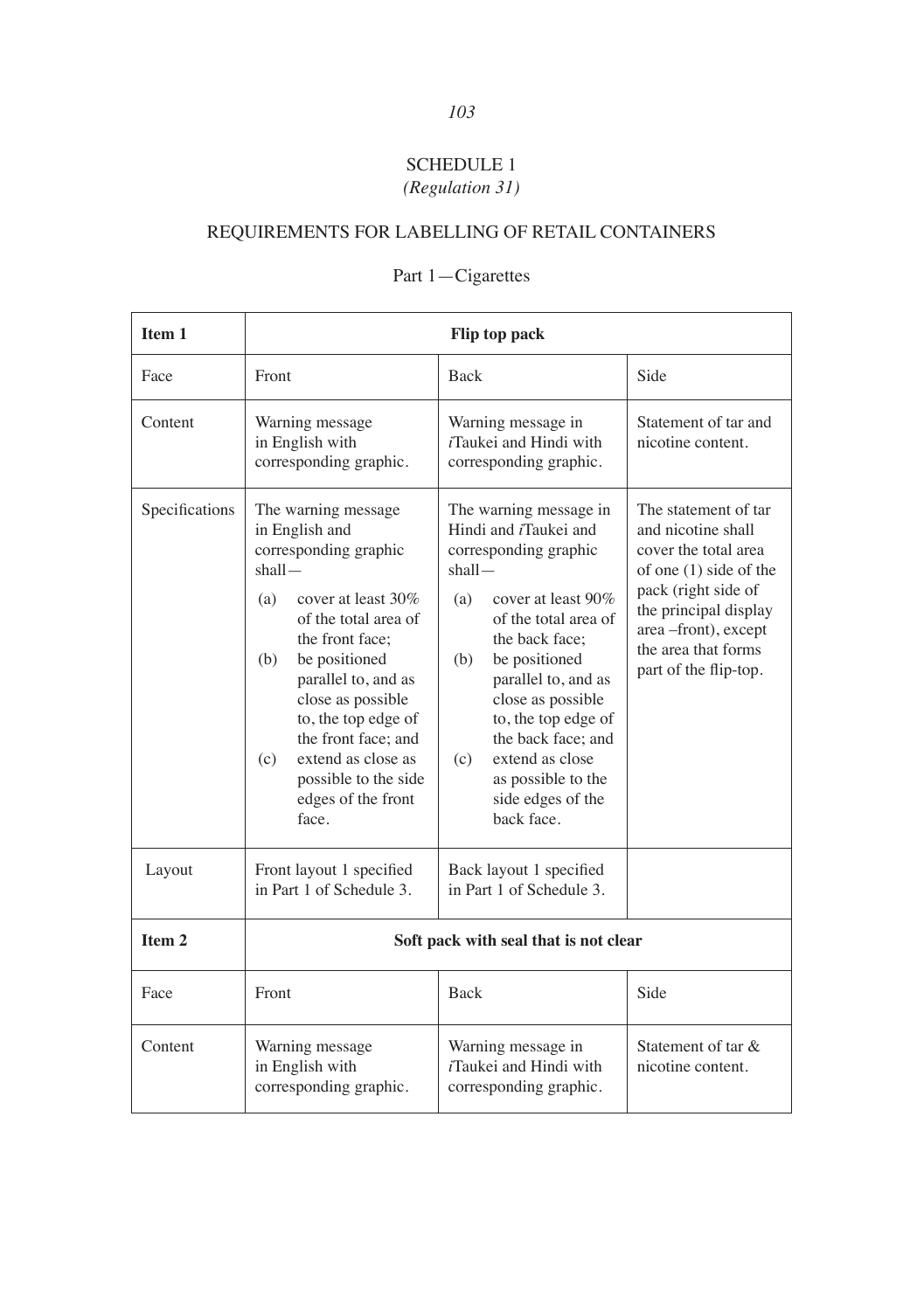SCHEDULE 1

*(Regulation 31)*

REQUIREMENTS FOR LABELLING OF RETAIL CONTAINERS

Part 1—Cigarettes

| **Item 1** | **Flip top pack** | | |
|---|---|---|---|
| Face | Front | Back | Side |
| Content | Warning message in English with corresponding graphic. | Warning message in *i*Taukei and Hindi with corresponding graphic. | Statement of tar and nicotine content. |
| Specifications | The warning message in English and corresponding graphic shall— (a) cover at least 30% of the total area of the front face; (b) be positioned parallel to, and as close as possible to, the top edge of the front face; and (c) extend as close as possible to the side edges of the front face. | The warning message in Hindi and *i*Taukei and corresponding graphic shall— (a) cover at least 90% of the total area of the back face; (b) be positioned parallel to, and as close as possible to, the top edge of the back face; and (c) extend as close as possible to the side edges of the back face. | The statement of tar and nicotine shall cover the total area of one (1) side of the pack (right side of the principal display area –front), except the area that forms part of the flip-top. |
| Layout | Front layout 1 specified in Part 1 of Schedule 3. | Back layout 1 specified in Part 1 of Schedule 3. | |
| **Item 2** | **Soft pack with seal that is not clear** | | |
| Face | Front | Back | Side |
| Content | Warning message in English with corresponding graphic. | Warning message in *i*Taukei and Hindi with corresponding graphic. | Statement of tar & nicotine content. |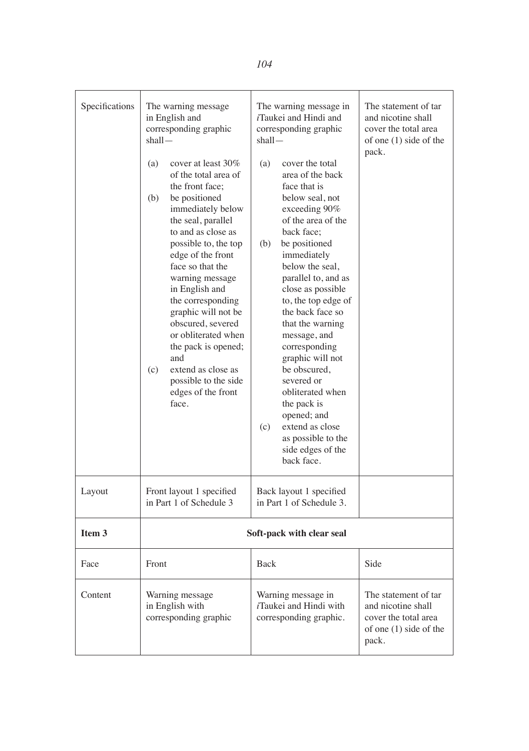| Specifications | The warning message in English and corresponding graphic shall— (a) cover at least 30% of the total area of the front face; (b) be positioned immediately below the seal, parallel to and as close as possible to, the top edge of the front face so that the warning message in English and the corresponding graphic will not be obscured, severed or obliterated when the pack is opened; and (c) extend as close as possible to the side edges of the front face. | The warning message in *i*Taukei and Hindi and corresponding graphic shall— (a) cover the total area of the back face that is below seal, not exceeding 90% of the area of the back face; (b) be positioned immediately below the seal, parallel to, and as close as possible to, the top edge of the back face so that the warning message, and corresponding graphic will not be obscured, severed or obliterated when the pack is opened; and (c) extend as close as possible to the side edges of the back face. | The statement of tar and nicotine shall cover the total area of one (1) side of the pack. |
|---|---|---|---|
| Layout | Front layout 1 specified in Part 1 of Schedule 3 | Back layout 1 specified in Part 1 of Schedule 3. | |
| **Item 3** | **Soft-pack with clear seal** | | |
| Face | Front | Back | Side |
| Content | Warning message in English with corresponding graphic | Warning message in *i*Taukei and Hindi with corresponding graphic. | The statement of tar and nicotine shall cover the total area of one (1) side of the pack. |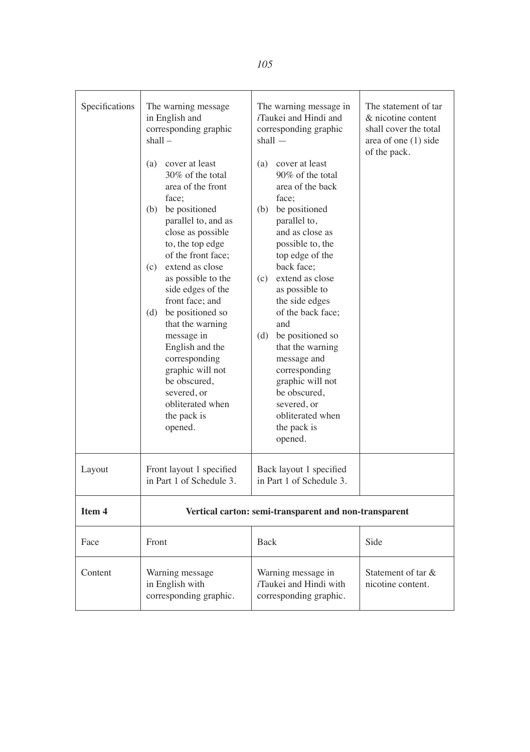| | | | |
|---|---|---|---|
| Specifications | The warning message in English and corresponding graphic shall – (a) cover at least 30% of the total area of the front face; (b) be positioned parallel to, and as close as possible to, the top edge of the front face; (c) extend as close as possible to the side edges of the front face; and (d) be positioned so that the warning message in English and the corresponding graphic will not be obscured, severed, or obliterated when the pack is opened. | The warning message in *i*Taukei and Hindi and corresponding graphic shall — (a) cover at least 90% of the total area of the back face; (b) be positioned parallel to, and as close as possible to, the top edge of the back face; (c) extend as close as possible to the side edges of the back face; and (d) be positioned so that the warning message and corresponding graphic will not be obscured, severed, or obliterated when the pack is opened. | The statement of tar & nicotine content shall cover the total area of one (1) side of the pack. |
| Layout | Front layout 1 specified in Part 1 of Schedule 3. | Back layout 1 specified in Part 1 of Schedule 3. | |
| **Item 4** | **Vertical carton: semi-transparent and non-transparent** | | |
| Face | Front | Back | Side |
| Content | Warning message in English with corresponding graphic. | Warning message in *i*Taukei and Hindi with corresponding graphic. | Statement of tar & nicotine content. |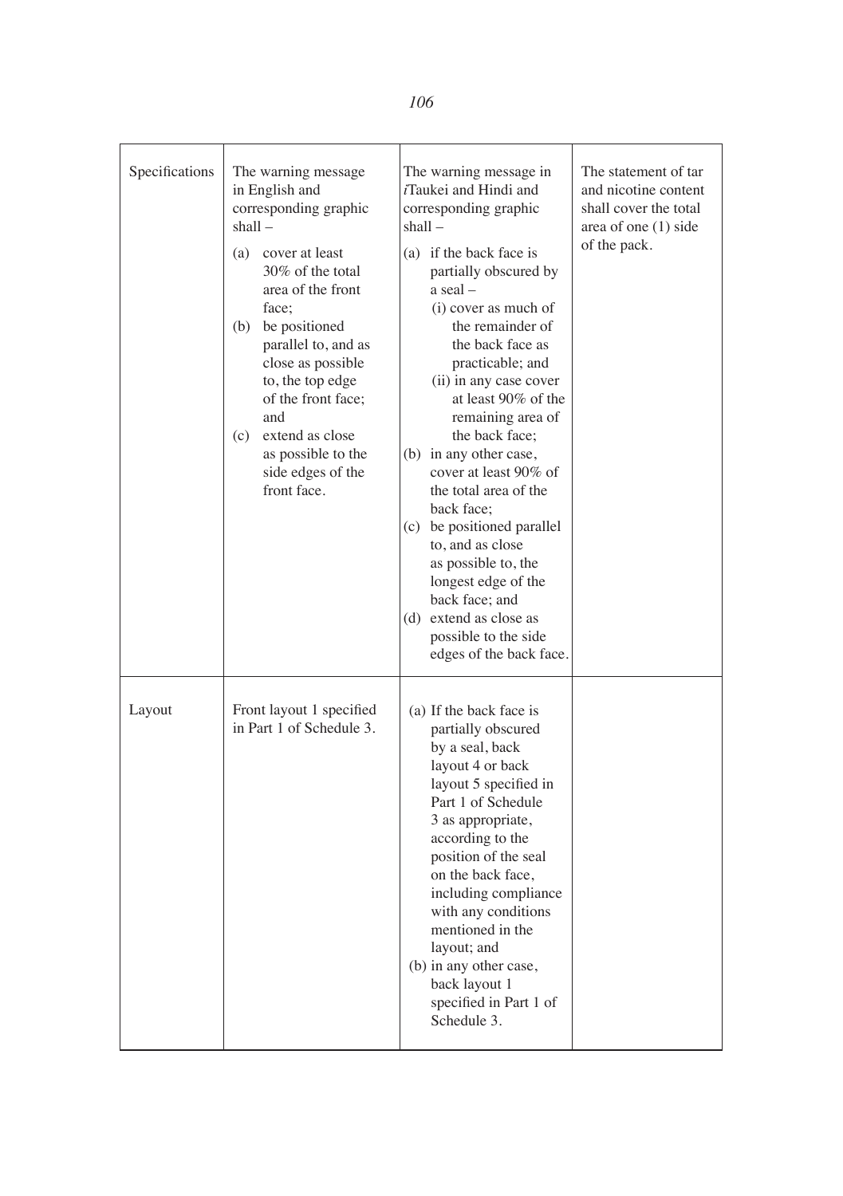| Specifications | The warning message in English and corresponding graphic shall –<br>(a) cover at least 30% of the total area of the front face;<br>(b) be positioned parallel to, and as close as possible to, the top edge of the front face; and<br>(c) extend as close as possible to the side edges of the front face. | The warning message in *i*Taukei and Hindi and corresponding graphic shall –<br>(a) if the back face is partially obscured by a seal –<br>(i) cover as much of the remainder of the back face as practicable; and<br>(ii) in any case cover at least 90% of the remaining area of the back face;<br>(b) in any other case, cover at least 90% of the total area of the back face;<br>(c) be positioned parallel to, and as close as possible to, the longest edge of the back face; and<br>(d) extend as close as possible to the side edges of the back face. | The statement of tar and nicotine content shall cover the total area of one (1) side of the pack. |
|---|---|---|---|
| Layout | Front layout 1 specified in Part 1 of Schedule 3. | (a) If the back face is partially obscured by a seal, back layout 4 or back layout 5 specified in Part 1 of Schedule 3 as appropriate, according to the position of the seal on the back face, including compliance with any conditions mentioned in the layout; and<br>(b) in any other case, back layout 1 specified in Part 1 of Schedule 3. | |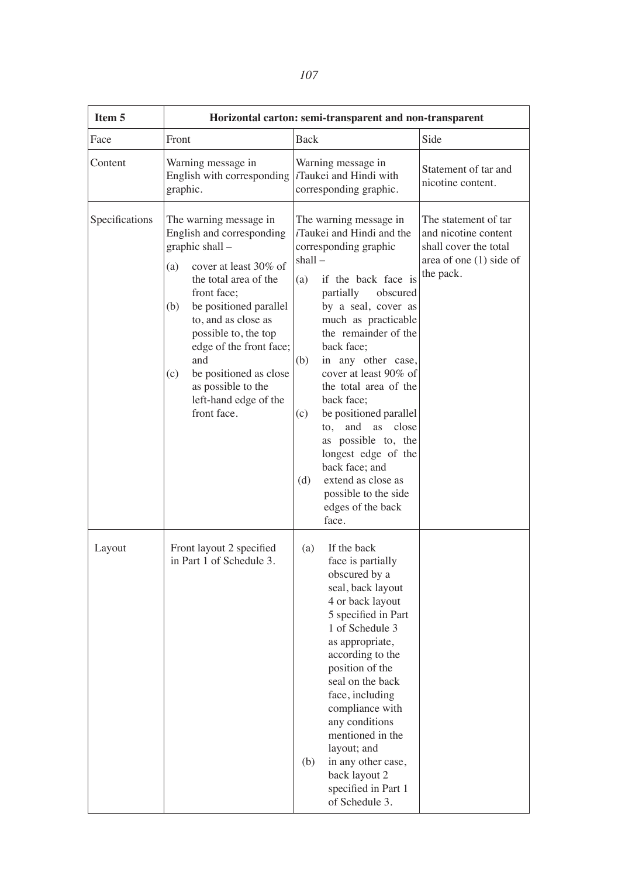| Item 5 | Horizontal carton: semi-transparent and non-transparent | | |
|---|---|---|---|
| Face | Front | Back | Side |
| Content | Warning message in English with corresponding graphic. | Warning message in *i*Taukei and Hindi with corresponding graphic. | Statement of tar and nicotine content. |
| Specifications | The warning message in English and corresponding graphic shall – (a) cover at least 30% of the total area of the front face; (b) be positioned parallel to, and as close as possible to, the top edge of the front face; and (c) be positioned as close as possible to the left-hand edge of the front face. | The warning message in *i*Taukei and Hindi and the corresponding graphic shall – (a) if the back face is partially obscured by a seal, cover as much as practicable the remainder of the back face; (b) in any other case, cover at least 90% of the total area of the back face; (c) be positioned parallel to, and as close as possible to, the longest edge of the back face; and (d) extend as close as possible to the side edges of the back face. | The statement of tar and nicotine content shall cover the total area of one (1) side of the pack. |
| Layout | Front layout 2 specified in Part 1 of Schedule 3. | (a) If the back face is partially obscured by a seal, back layout 4 or back layout 5 specified in Part 1 of Schedule 3 as appropriate, according to the position of the seal on the back face, including compliance with any conditions mentioned in the layout; and (b) in any other case, back layout 2 specified in Part 1 of Schedule 3. | |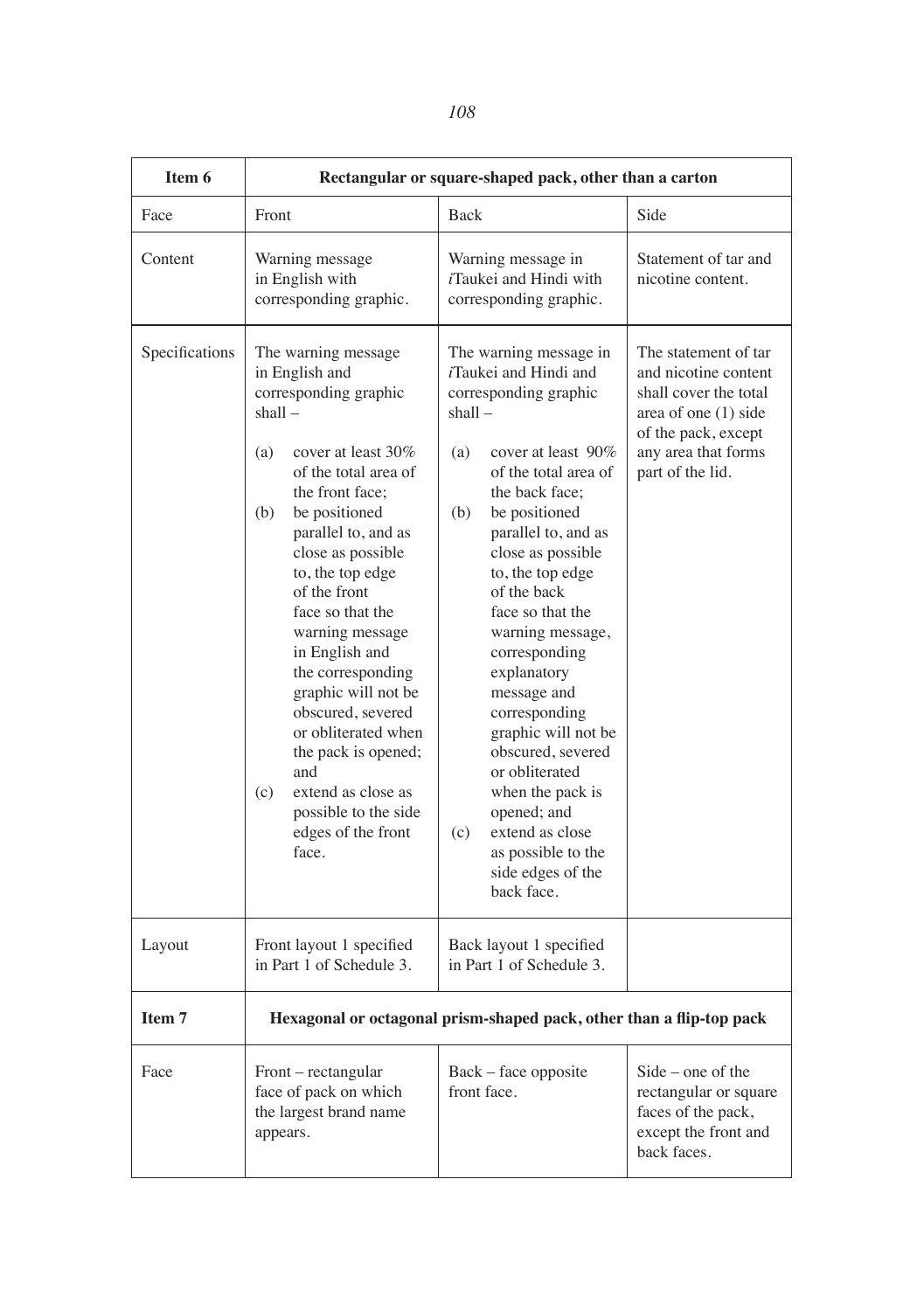| Item 6 | Rectangular or square-shaped pack, other than a carton | | |
|---|---|---|---|
| Face | Front | Back | Side |
| Content | Warning message in English with corresponding graphic. | Warning message in *i*Taukei and Hindi with corresponding graphic. | Statement of tar and nicotine content. |
| Specifications | The warning message in English and corresponding graphic shall – (a) cover at least 30% of the total area of the front face; (b) be positioned parallel to, and as close as possible to, the top edge of the front face so that the warning message in English and the corresponding graphic will not be obscured, severed or obliterated when the pack is opened; and (c) extend as close as possible to the side edges of the front face. | The warning message in *i*Taukei and Hindi and corresponding graphic shall – (a) cover at least 90% of the total area of the back face; (b) be positioned parallel to, and as close as possible to, the top edge of the back face so that the warning message, corresponding explanatory message and corresponding graphic will not be obscured, severed or obliterated when the pack is opened; and (c) extend as close as possible to the side edges of the back face. | The statement of tar and nicotine content shall cover the total area of one (1) side of the pack, except any area that forms part of the lid. |
| Layout | Front layout 1 specified in Part 1 of Schedule 3. | Back layout 1 specified in Part 1 of Schedule 3. | |
| **Item 7** | **Hexagonal or octagonal prism-shaped pack, other than a flip-top pack** | | |
| Face | Front – rectangular face of pack on which the largest brand name appears. | Back – face opposite front face. | Side – one of the rectangular or square faces of the pack, except the front and back faces. |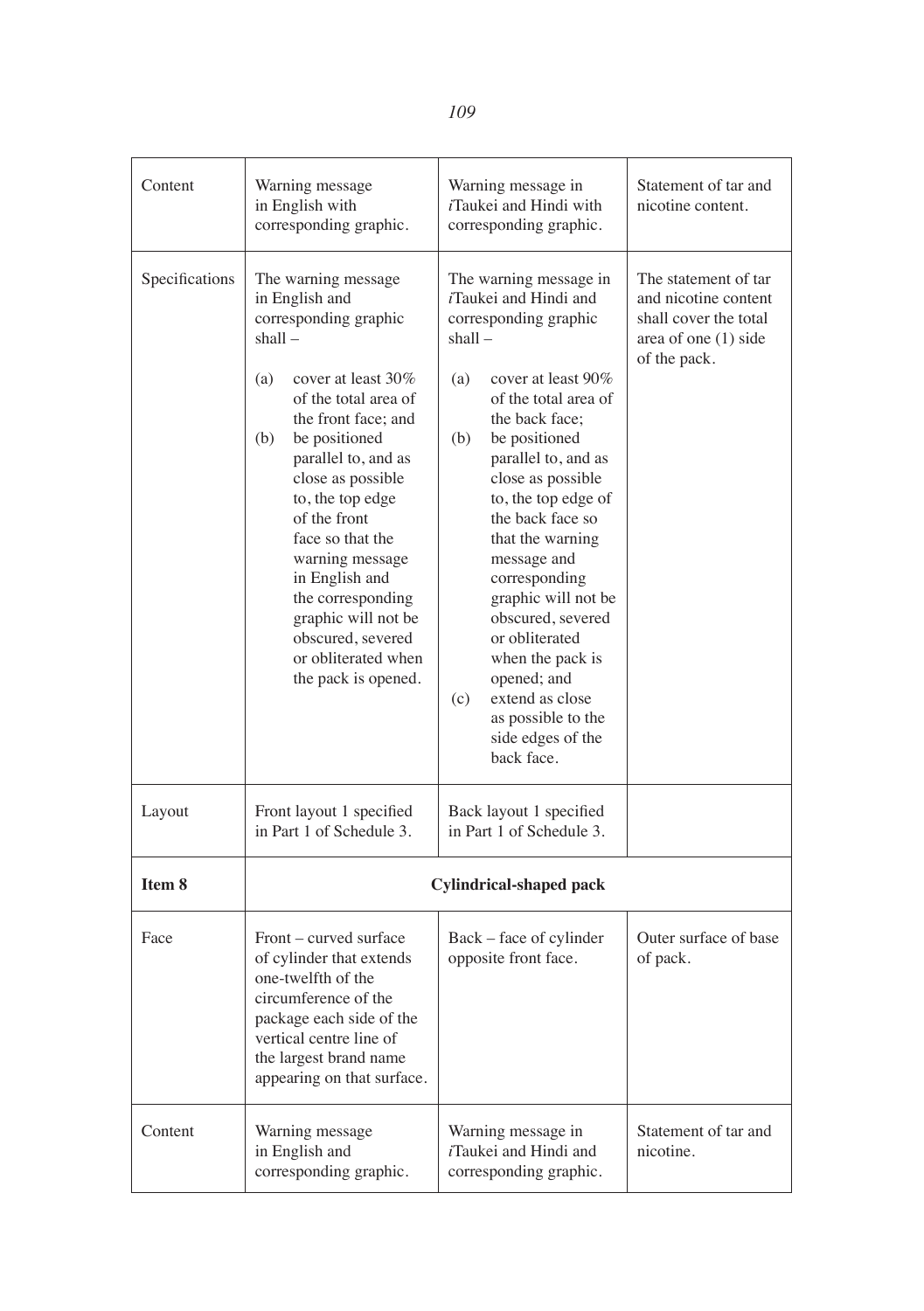| Content | Warning message in English with corresponding graphic. | Warning message in *i*Taukei and Hindi with corresponding graphic. | Statement of tar and nicotine content. |
|---|---|---|---|
| Specifications | The warning message in English and corresponding graphic shall – <br><br>(a) cover at least 30% of the total area of the front face; and <br>(b) be positioned parallel to, and as close as possible to, the top edge of the front face so that the warning message in English and the corresponding graphic will not be obscured, severed or obliterated when the pack is opened. | The warning message in *i*Taukei and Hindi and corresponding graphic shall – <br><br>(a) cover at least 90% of the total area of the back face; <br>(b) be positioned parallel to, and as close as possible to, the top edge of the back face so that the warning message and corresponding graphic will not be obscured, severed or obliterated when the pack is opened; and <br>(c) extend as close as possible to the side edges of the back face. | The statement of tar and nicotine content shall cover the total area of one (1) side of the pack. |
| Layout | Front layout 1 specified in Part 1 of Schedule 3. | Back layout 1 specified in Part 1 of Schedule 3. | |
| **Item 8** | **Cylindrical-shaped pack** | | |
| Face | Front – curved surface of cylinder that extends one-twelfth of the circumference of the package each side of the vertical centre line of the largest brand name appearing on that surface. | Back – face of cylinder opposite front face. | Outer surface of base of pack. |
| Content | Warning message in English and corresponding graphic. | Warning message in *i*Taukei and Hindi and corresponding graphic. | Statement of tar and nicotine. |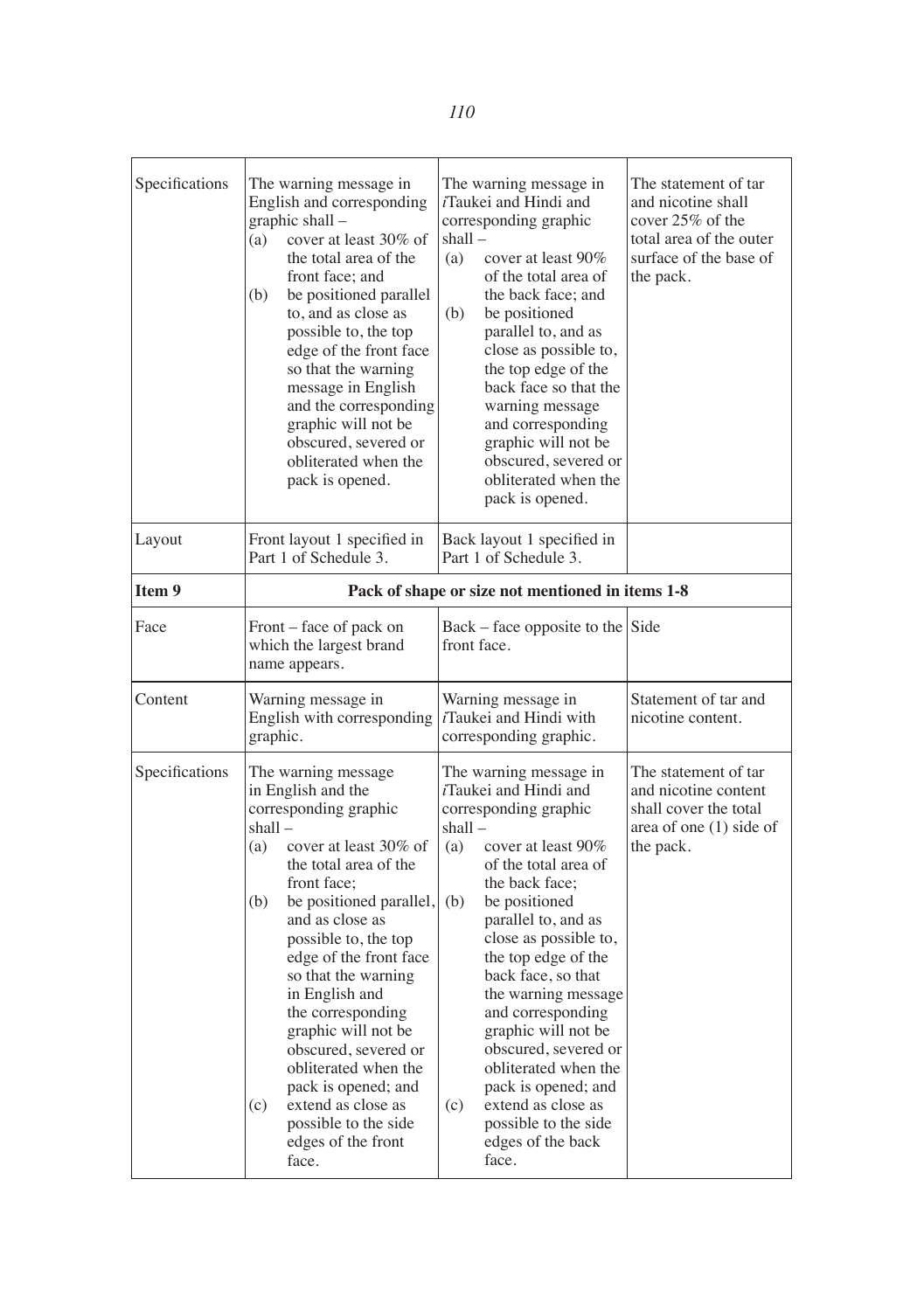| | | | |
|---|---|---|---|
| Specifications | The warning message in English and corresponding graphic shall – (a) cover at least 30% of the total area of the front face; and (b) be positioned parallel to, and as close as possible to, the top edge of the front face so that the warning message in English and the corresponding graphic will not be obscured, severed or obliterated when the pack is opened. | The warning message in *i*Taukei and Hindi and corresponding graphic shall – (a) cover at least 90% of the total area of the back face; and (b) be positioned parallel to, and as close as possible to, the top edge of the back face so that the warning message and corresponding graphic will not be obscured, severed or obliterated when the pack is opened. | The statement of tar and nicotine shall cover 25% of the total area of the outer surface of the base of the pack. |
| Layout | Front layout 1 specified in Part 1 of Schedule 3. | Back layout 1 specified in Part 1 of Schedule 3. | |
| **Item 9** | **Pack of shape or size not mentioned in items 1-8** | | |
| Face | Front – face of pack on which the largest brand name appears. | Back – face opposite to the front face. | Side |
| Content | Warning message in English with corresponding graphic. | Warning message in *i*Taukei and Hindi with corresponding graphic. | Statement of tar and nicotine content. |
| Specifications | The warning message in English and the corresponding graphic shall – (a) cover at least 30% of the total area of the front face; (b) be positioned parallel, and as close as possible to, the top edge of the front face so that the warning in English and the corresponding graphic will not be obscured, severed or obliterated when the pack is opened; and (c) extend as close as possible to the side edges of the front face. | The warning message in *i*Taukei and Hindi and corresponding graphic shall – (a) cover at least 90% of the total area of the back face; (b) be positioned parallel to, and as close as possible to, the top edge of the back face, so that the warning message and corresponding graphic will not be obscured, severed or obliterated when the pack is opened; and (c) extend as close as possible to the side edges of the back face. | The statement of tar and nicotine content shall cover the total area of one (1) side of the pack. |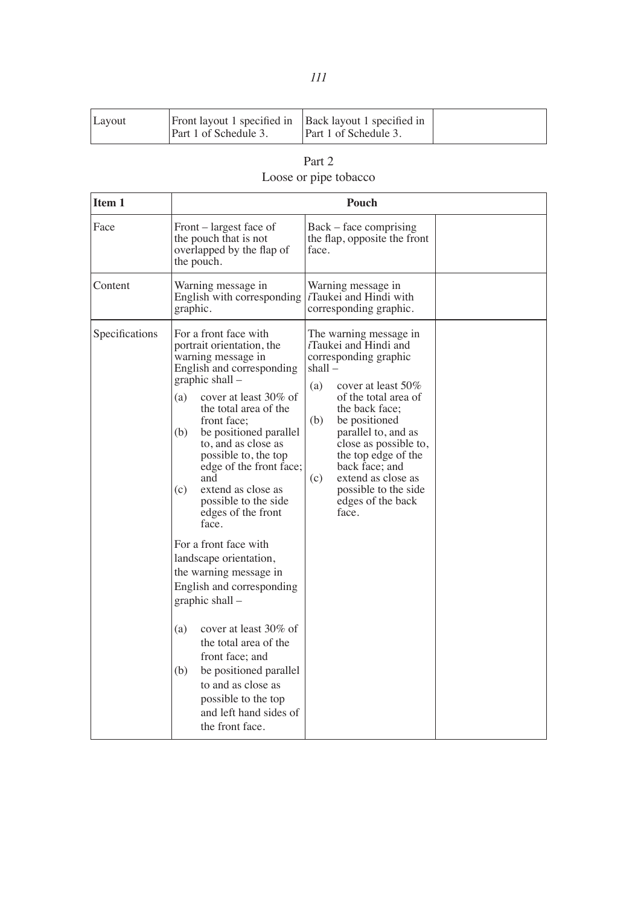| Layout | Front layout 1 specified in Part 1 of Schedule 3. | Back layout 1 specified in Part 1 of Schedule 3. | |
|---|---|---|---|

Part 2
Loose or pipe tobacco

| **Item 1** | **Pouch** | | |
|---|---|---|---|
| Face | Front – largest face of the pouch that is not overlapped by the flap of the pouch. | Back – face comprising the flap, opposite the front face. | |
| Content | Warning message in English with corresponding graphic. | Warning message in *i*Taukei and Hindi with corresponding graphic. | |
| Specifications | For a front face with portrait orientation, the warning message in English and corresponding graphic shall – (a) cover at least 30% of the total area of the front face; (b) be positioned parallel to, and as close as possible to, the top edge of the front face; and (c) extend as close as possible to the side edges of the front face. For a front face with landscape orientation, the warning message in English and corresponding graphic shall – (a) cover at least 30% of the total area of the front face; and (b) be positioned parallel to and as close as possible to the top and left hand sides of the front face. | The warning message in *i*Taukei and Hindi and corresponding graphic shall – (a) cover at least 50% of the total area of the back face; (b) be positioned parallel to, and as close as possible to, the top edge of the back face; and (c) extend as close as possible to the side edges of the back face. | |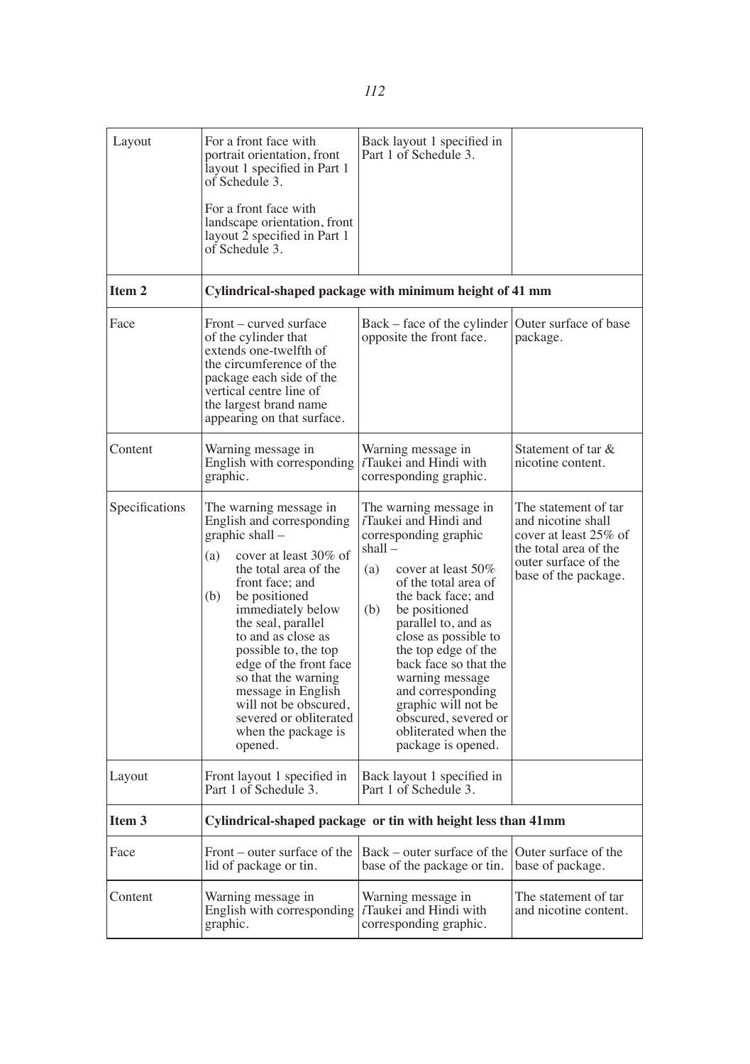| Layout | For a front face with portrait orientation, front layout 1 specified in Part 1 of Schedule 3.<br><br>For a front face with landscape orientation, front layout 2 specified in Part 1 of Schedule 3. | Back layout 1 specified in Part 1 of Schedule 3. | |
|---|---|---|---|
| **Item 2** | **Cylindrical-shaped package with minimum height of 41 mm** | | |
| Face | Front – curved surface of the cylinder that extends one-twelfth of the circumference of the package each side of the vertical centre line of the largest brand name appearing on that surface. | Back – face of the cylinder opposite the front face. | Outer surface of base package. |
| Content | Warning message in English with corresponding graphic. | Warning message in *i*Taukei and Hindi with corresponding graphic. | Statement of tar & nicotine content. |
| Specifications | The warning message in English and corresponding graphic shall –<br>(a) cover at least 30% of the total area of the front face; and<br>(b) be positioned immediately below the seal, parallel to and as close as possible to, the top edge of the front face so that the warning message in English will not be obscured, severed or obliterated when the package is opened. | The warning message in *i*Taukei and Hindi and corresponding graphic shall –<br>(a) cover at least 50% of the total area of the back face; and<br>(b) be positioned parallel to, and as close as possible to the top edge of the back face so that the warning message and corresponding graphic will not be obscured, severed or obliterated when the package is opened. | The statement of tar and nicotine shall cover at least 25% of the total area of the outer surface of the base of the package. |
| Layout | Front layout 1 specified in Part 1 of Schedule 3. | Back layout 1 specified in Part 1 of Schedule 3. | |
| **Item 3** | **Cylindrical-shaped package or tin with height less than 41mm** | | |
| Face | Front – outer surface of the lid of package or tin. | Back – outer surface of the base of the package or tin. | Outer surface of the base of package. |
| Content | Warning message in English with corresponding graphic. | Warning message in *i*Taukei and Hindi with corresponding graphic. | The statement of tar and nicotine content. |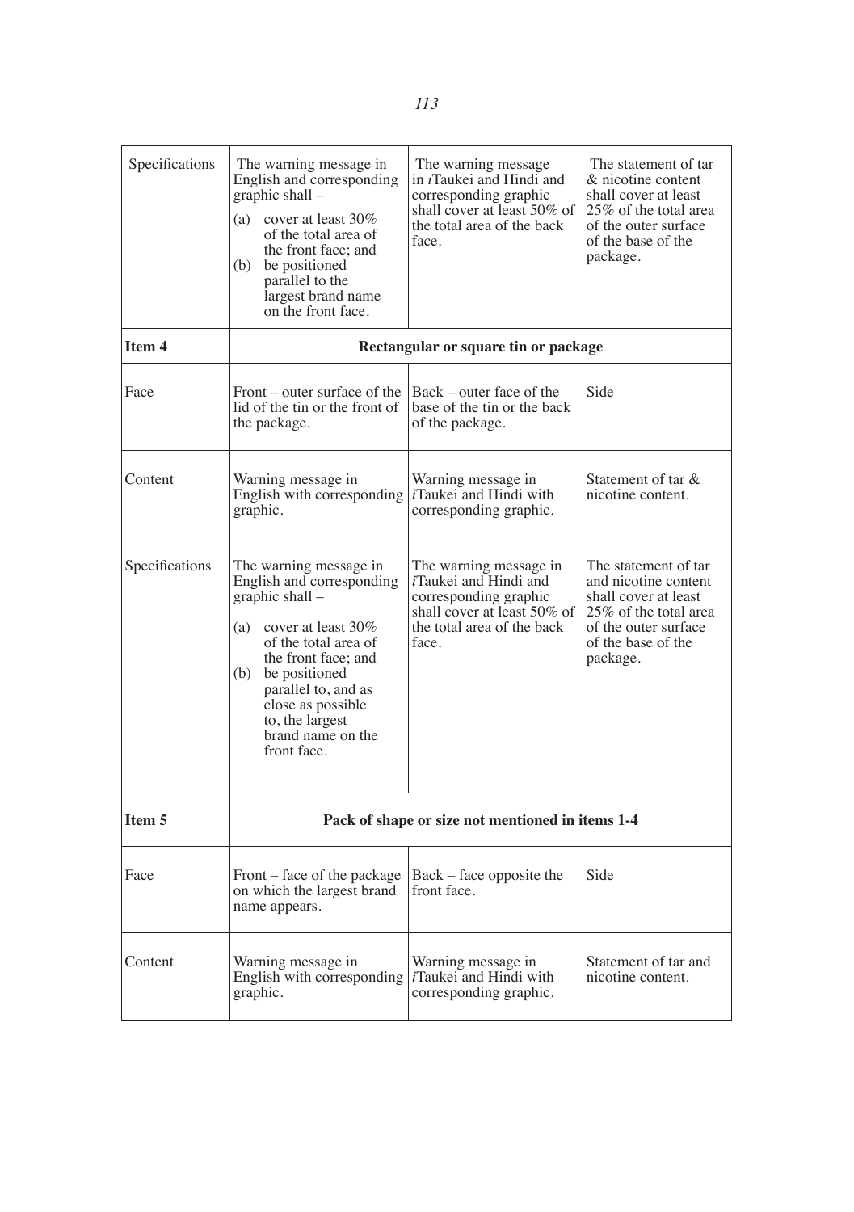| | | | |
|---|---|---|---|
| Specifications | The warning message in English and corresponding graphic shall – (a) cover at least 30% of the total area of the front face; and (b) be positioned parallel to the largest brand name on the front face. | The warning message in *i*Taukei and Hindi and corresponding graphic shall cover at least 50% of the total area of the back face. | The statement of tar & nicotine content shall cover at least 25% of the total area of the outer surface of the base of the package. |
| **Item 4** | **Rectangular or square tin or package** | | |
| Face | Front – outer surface of the lid of the tin or the front of the package. | Back – outer face of the base of the tin or the back of the package. | Side |
| Content | Warning message in English with corresponding graphic. | Warning message in *i*Taukei and Hindi with corresponding graphic. | Statement of tar & nicotine content. |
| Specifications | The warning message in English and corresponding graphic shall – (a) cover at least 30% of the total area of the front face; and (b) be positioned parallel to, and as close as possible to, the largest brand name on the front face. | The warning message in *i*Taukei and Hindi and corresponding graphic shall cover at least 50% of the total area of the back face. | The statement of tar and nicotine content shall cover at least 25% of the total area of the outer surface of the base of the package. |
| **Item 5** | **Pack of shape or size not mentioned in items 1-4** | | |
| Face | Front – face of the package on which the largest brand name appears. | Back – face opposite the front face. | Side |
| Content | Warning message in English with corresponding graphic. | Warning message in *i*Taukei and Hindi with corresponding graphic. | Statement of tar and nicotine content. |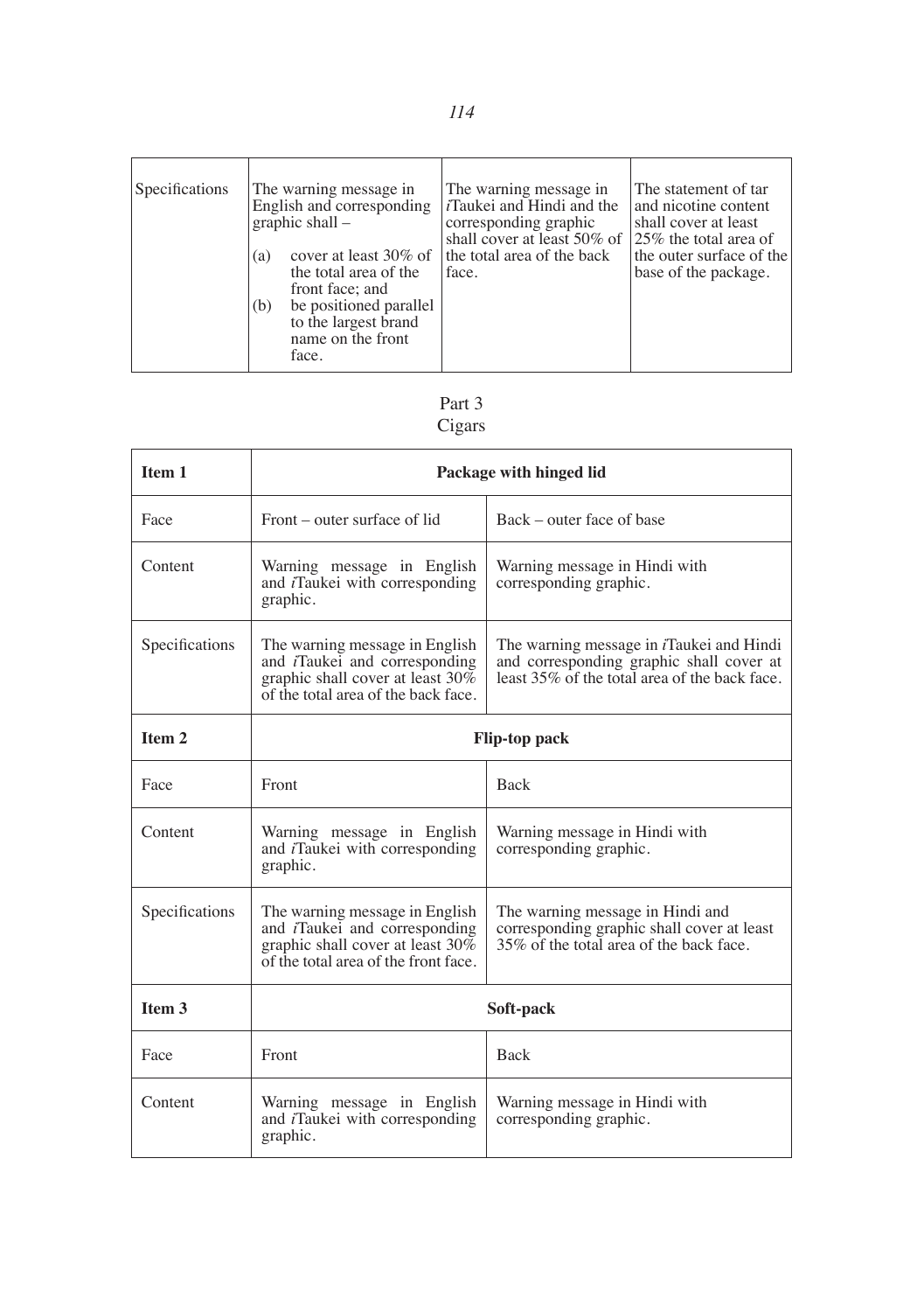| Specifications | The warning message in English and corresponding graphic shall – (a) cover at least 30% of the total area of the front face; and (b) be positioned parallel to the largest brand name on the front face. | The warning message in *i*Taukei and Hindi and the corresponding graphic shall cover at least 50% of the total area of the back face. | The statement of tar and nicotine content shall cover at least 25% the total area of the outer surface of the base of the package. |
|---|---|---|---|

Part 3
Cigars

| **Item 1** | **Package with hinged lid** | |
|---|---|---|
| Face | Front – outer surface of lid | Back – outer face of base |
| Content | Warning message in English and *i*Taukei with corresponding graphic. | Warning message in Hindi with corresponding graphic. |
| Specifications | The warning message in English and *i*Taukei and corresponding graphic shall cover at least 30% of the total area of the back face. | The warning message in *i*Taukei and Hindi and corresponding graphic shall cover at least 35% of the total area of the back face. |
| **Item 2** | **Flip-top pack** | |
| Face | Front | Back |
| Content | Warning message in English and *i*Taukei with corresponding graphic. | Warning message in Hindi with corresponding graphic. |
| Specifications | The warning message in English and *i*Taukei and corresponding graphic shall cover at least 30% of the total area of the front face. | The warning message in Hindi and corresponding graphic shall cover at least 35% of the total area of the back face. |
| **Item 3** | **Soft-pack** | |
| Face | Front | Back |
| Content | Warning message in English and *i*Taukei with corresponding graphic. | Warning message in Hindi with corresponding graphic. |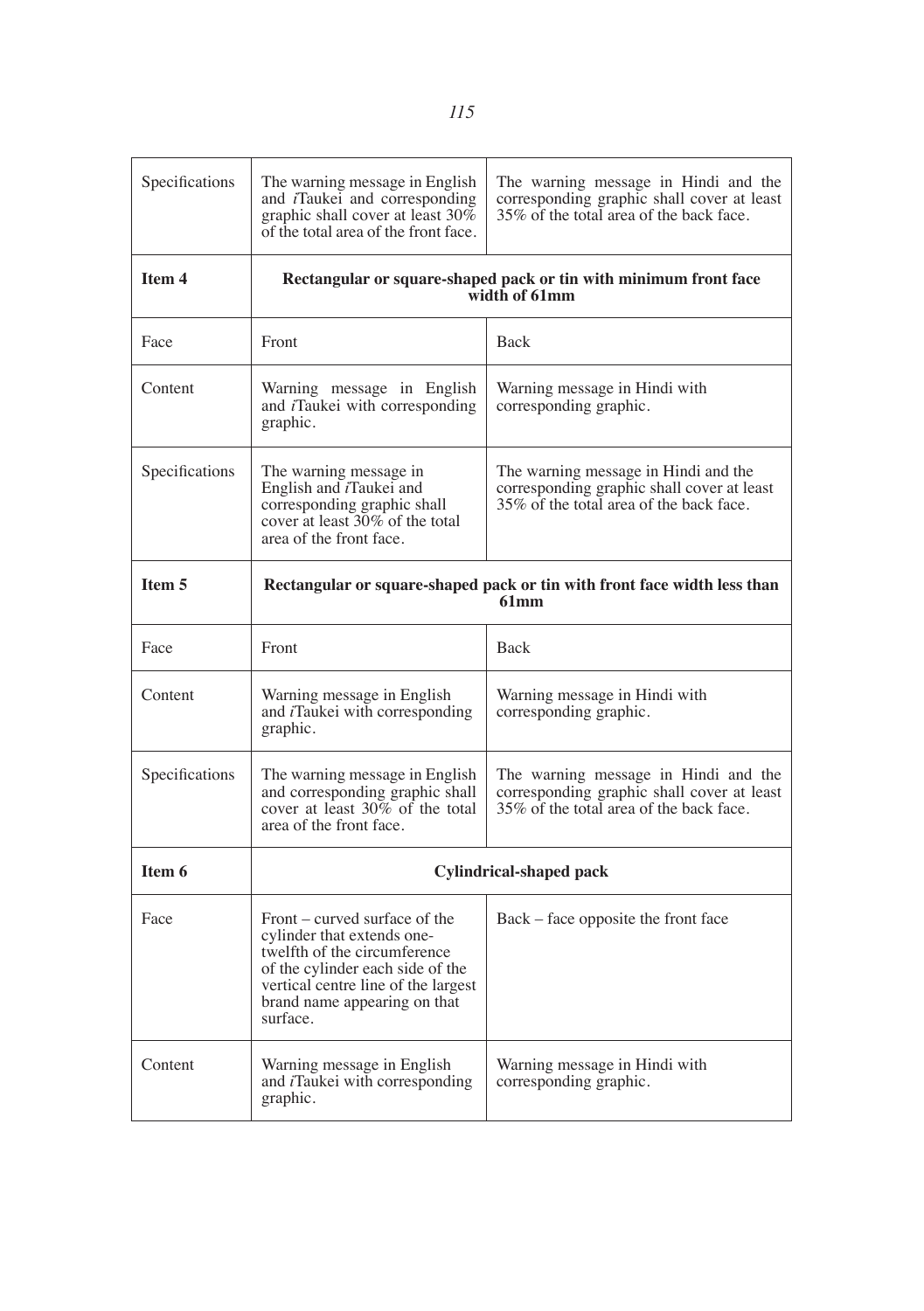| | | |
|---|---|---|
| Specifications | The warning message in English and *i*Taukei and corresponding graphic shall cover at least 30% of the total area of the front face. | The warning message in Hindi and the corresponding graphic shall cover at least 35% of the total area of the back face. |
| **Item 4** | **Rectangular or square-shaped pack or tin with minimum front face width of 61mm** | |
| Face | Front | Back |
| Content | Warning message in English and *i*Taukei with corresponding graphic. | Warning message in Hindi with corresponding graphic. |
| Specifications | The warning message in English and *i*Taukei and corresponding graphic shall cover at least 30% of the total area of the front face. | The warning message in Hindi and the corresponding graphic shall cover at least 35% of the total area of the back face. |
| **Item 5** | **Rectangular or square-shaped pack or tin with front face width less than 61mm** | |
| Face | Front | Back |
| Content | Warning message in English and *i*Taukei with corresponding graphic. | Warning message in Hindi with corresponding graphic. |
| Specifications | The warning message in English and corresponding graphic shall cover at least 30% of the total area of the front face. | The warning message in Hindi and the corresponding graphic shall cover at least 35% of the total area of the back face. |
| **Item 6** | **Cylindrical-shaped pack** | |
| Face | Front – curved surface of the cylinder that extends one-twelfth of the circumference of the cylinder each side of the vertical centre line of the largest brand name appearing on that surface. | Back – face opposite the front face |
| Content | Warning message in English and *i*Taukei with corresponding graphic. | Warning message in Hindi with corresponding graphic. |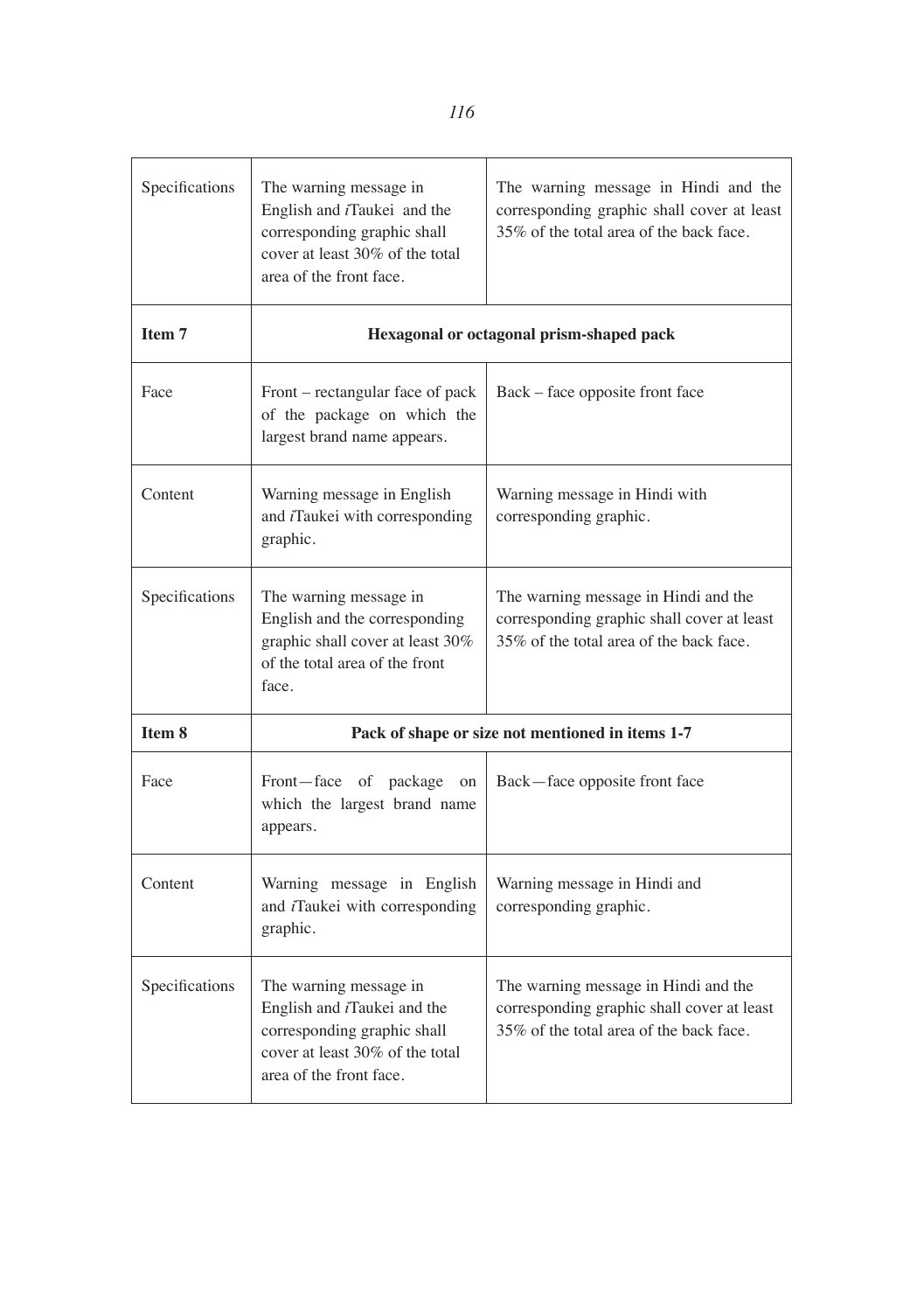| | | |
|---|---|---|
| Specifications | The warning message in English and *i*Taukei and the corresponding graphic shall cover at least 30% of the total area of the front face. | The warning message in Hindi and the corresponding graphic shall cover at least 35% of the total area of the back face. |
| **Item 7** | **Hexagonal or octagonal prism-shaped pack** | |
| Face | Front – rectangular face of pack of the package on which the largest brand name appears. | Back – face opposite front face |
| Content | Warning message in English and *i*Taukei with corresponding graphic. | Warning message in Hindi with corresponding graphic. |
| Specifications | The warning message in English and the corresponding graphic shall cover at least 30% of the total area of the front face. | The warning message in Hindi and the corresponding graphic shall cover at least 35% of the total area of the back face. |
| **Item 8** | **Pack of shape or size not mentioned in items 1-7** | |
| Face | Front—face of package on which the largest brand name appears. | Back—face opposite front face |
| Content | Warning message in English and *i*Taukei with corresponding graphic. | Warning message in Hindi and corresponding graphic. |
| Specifications | The warning message in English and *i*Taukei and the corresponding graphic shall cover at least 30% of the total area of the front face. | The warning message in Hindi and the corresponding graphic shall cover at least 35% of the total area of the back face. |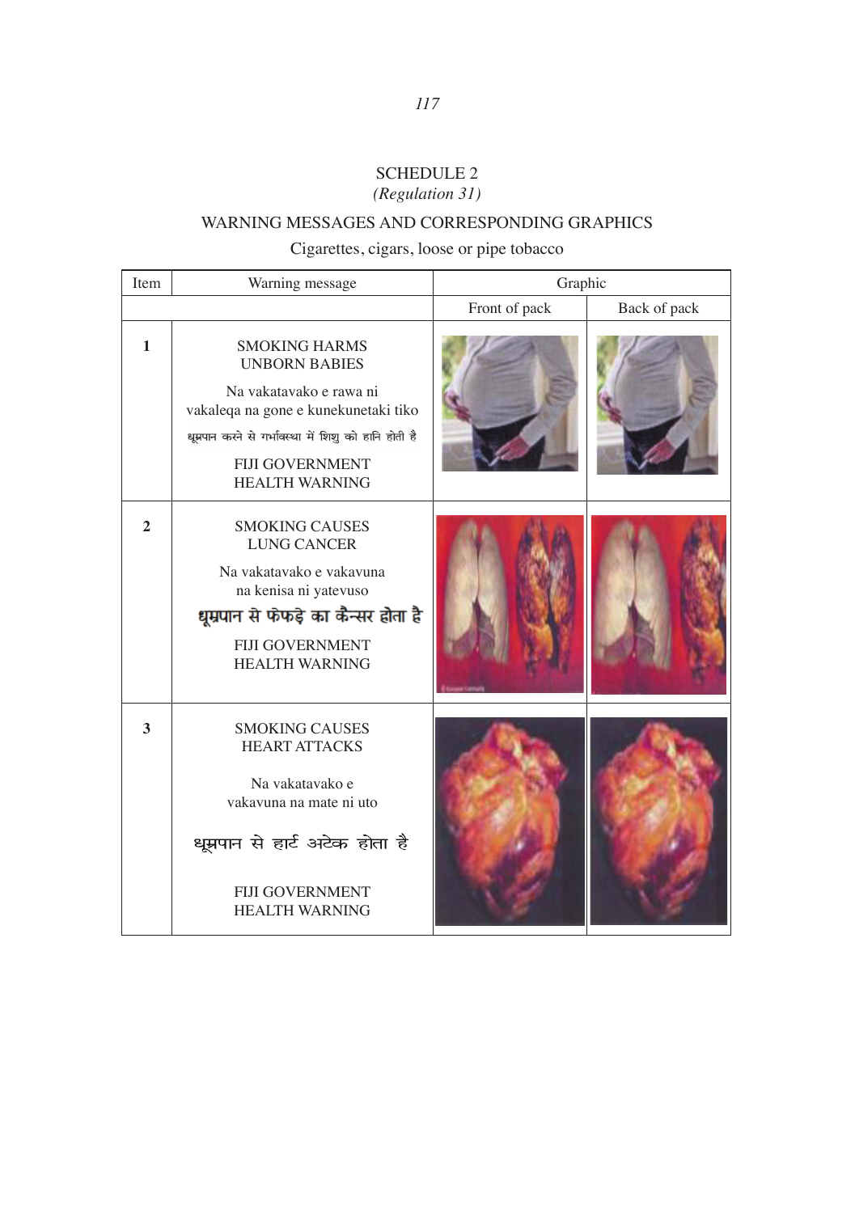SCHEDULE 2

*(Regulation 31)*

WARNING MESSAGES AND CORRESPONDING GRAPHICS

Cigarettes, cigars, loose or pipe tobacco

| Item | Warning message | Graphic | |
|---|---|---|---|
| | | Front of pack | Back of pack |
| **1** | SMOKING HARMS UNBORN BABIES<br><br>Na vakatavako e rawa ni vakaleqa na gone e kunekunetaki tiko<br><br>धूम्रपान करने से गर्भावस्था में शिशु को हानि होती है<br><br>FIJI GOVERNMENT HEALTH WARNING | | |
| **2** | SMOKING CAUSES LUNG CANCER<br><br>Na vakatavako e vakavuna na kenisa ni yatevuso<br><br>धूम्रपान से फेफड़े का कैन्सर होता है<br><br>FIJI GOVERNMENT HEALTH WARNING | | |
| **3** | SMOKING CAUSES HEART ATTACKS<br><br>Na vakatavako e vakavuna na mate ni uto<br><br>धूम्रपान से हार्ट अटेक होता है<br><br>FIJI GOVERNMENT HEALTH WARNING | | |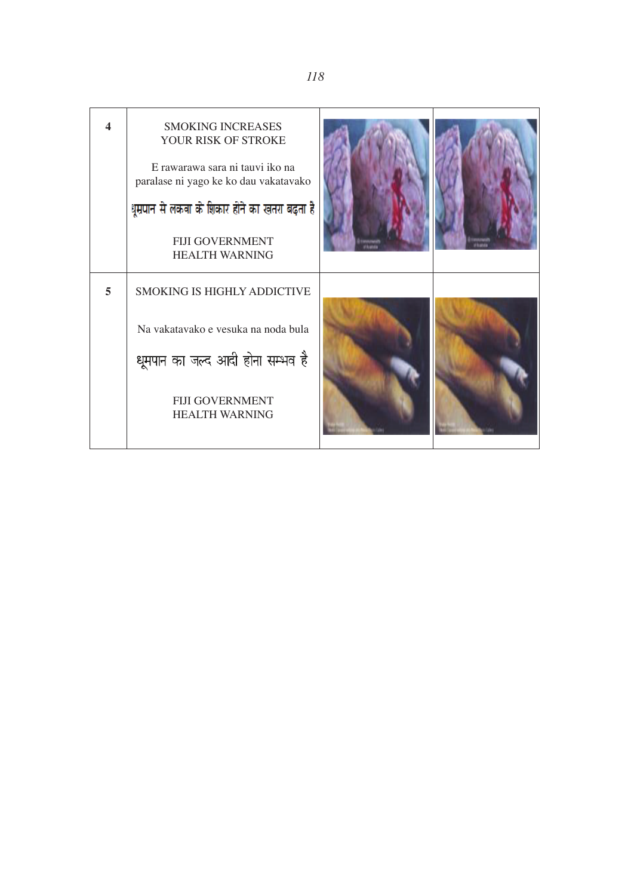| | | | |
|---|---|---|---|
| 4 | SMOKING INCREASES YOUR RISK OF STROKE<br><br>E rawarawa sara ni tauvi iko na paralase ni yago ke ko dau vakatavako<br><br>धूम्रपान से लकवा के शिकार होने का खतरा बढ़ता है<br><br>FIJI GOVERNMENT HEALTH WARNING | | |
| 5 | SMOKING IS HIGHLY ADDICTIVE<br><br>Na vakatavako e vesuka na noda bula<br><br>धूमपान का जल्द आदी होना सम्भव है<br><br>FIJI GOVERNMENT HEALTH WARNING | | |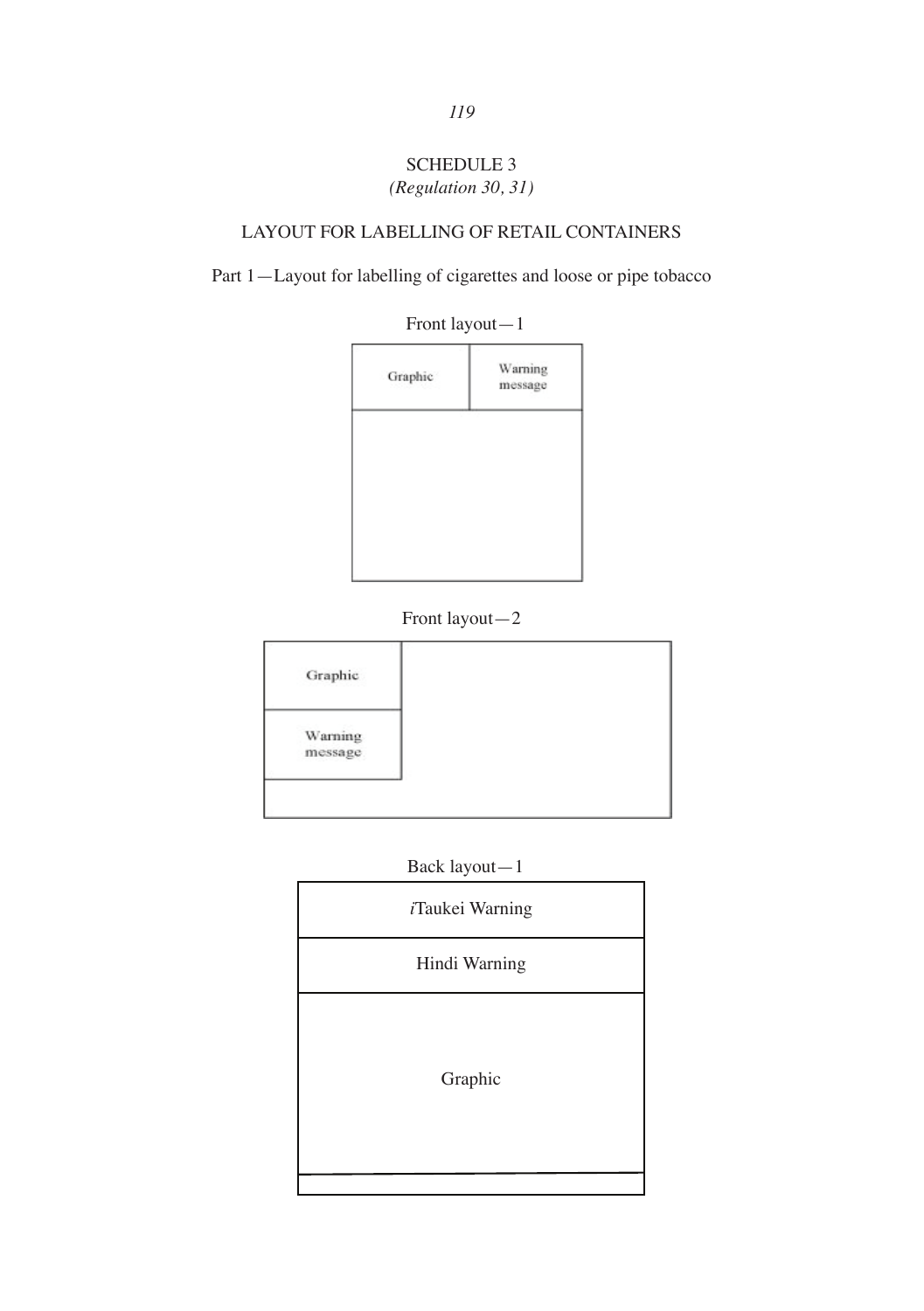# SCHEDULE 3

*(Regulation 30, 31)*

## LAYOUT FOR LABELLING OF RETAIL CONTAINERS

### Part 1—Layout for labelling of cigarettes and loose or pipe tobacco

Front layout—1

| Graphic | Warning message |
| --- | --- |
| | |

Front layout—2

| Graphic | |
| --- | --- |
| Warning message | |
| | |

Back layout—1

| *i*Taukei Warning |
| --- |
| Hindi Warning |
| Graphic |
| |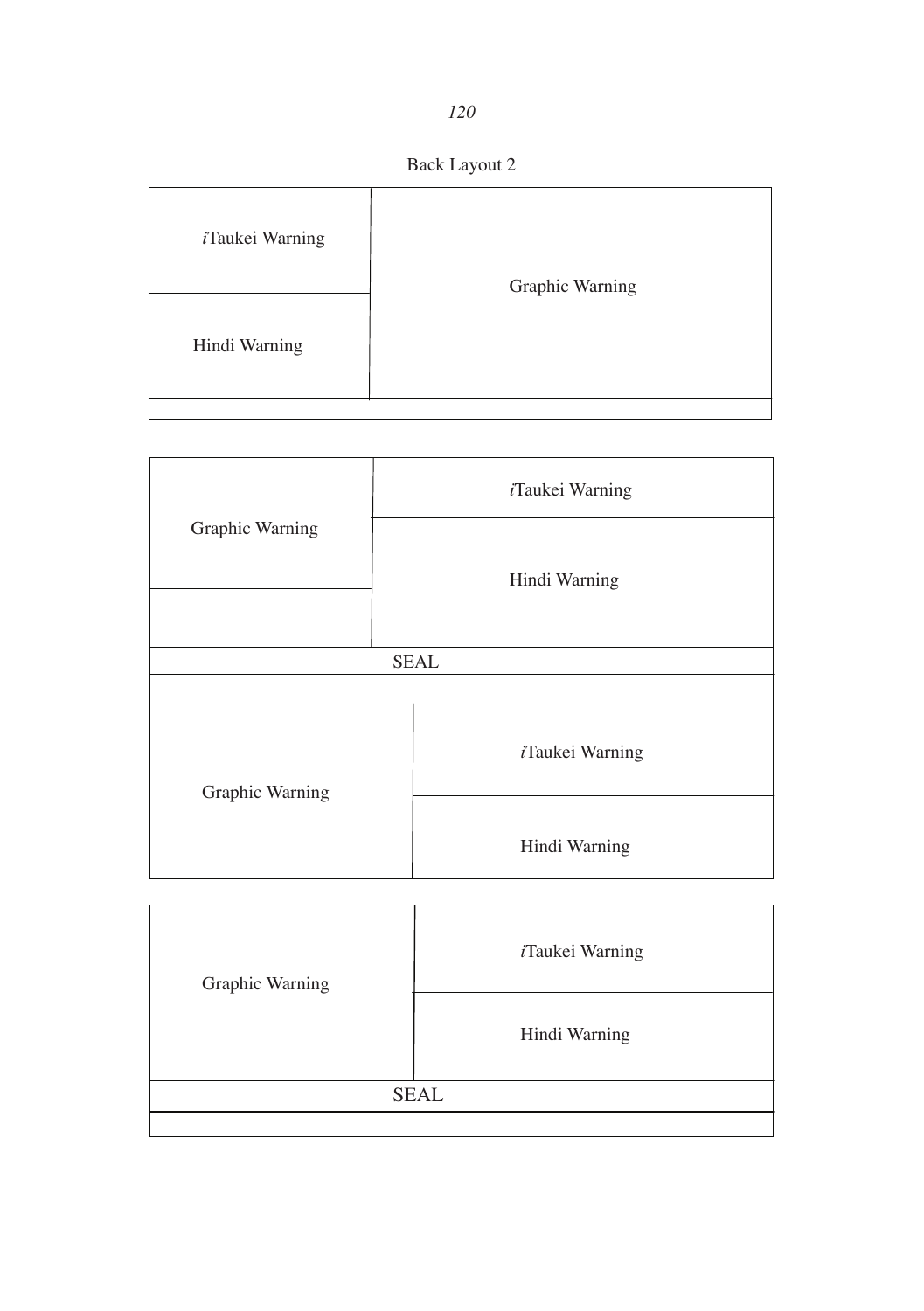Back Layout 2

| *i*Taukei Warning | Graphic Warning |
|---|---|
| Hindi Warning | |
| | |

| Graphic Warning | *i*Taukei Warning |
|---|---|
| | Hindi Warning |
| SEAL | |
| | |
| Graphic Warning | *i*Taukei Warning |
| | Hindi Warning |

| Graphic Warning | *i*Taukei Warning |
|---|---|
| | Hindi Warning |
| SEAL | |
| | |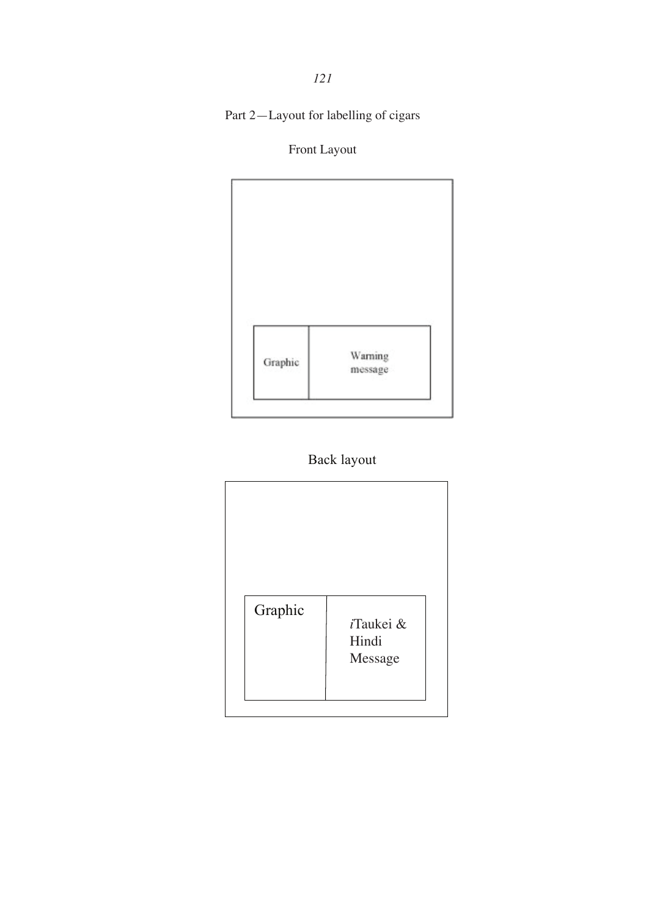Part 2—Layout for labelling of cigars

Front Layout

| Graphic | Warning message |
| --- | --- |

Back layout

| Graphic | *i*Taukei & Hindi Message |
| --- | --- |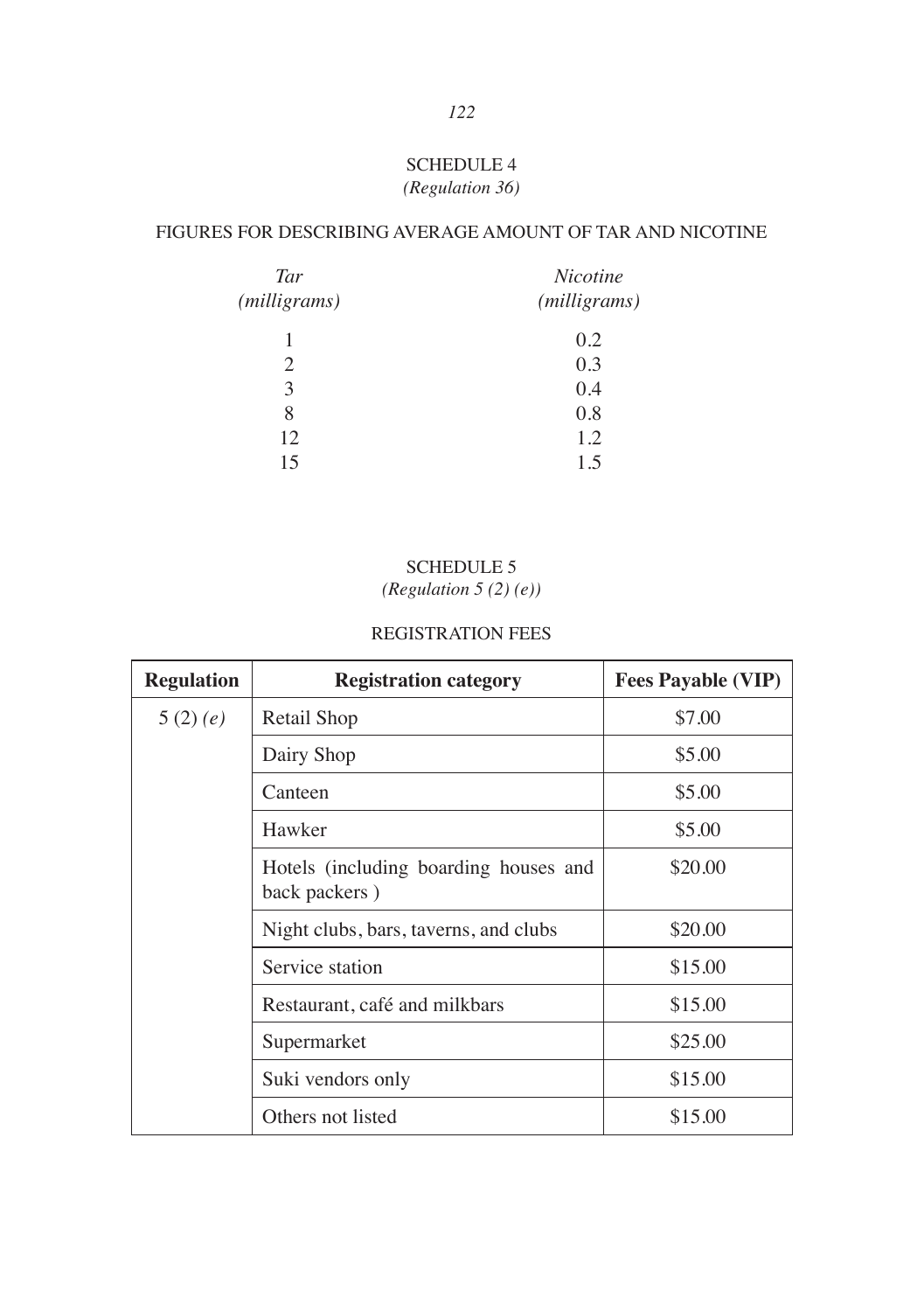## SCHEDULE 4

*(Regulation 36)*

### FIGURES FOR DESCRIBING AVERAGE AMOUNT OF TAR AND NICOTINE

| *Tar (milligrams)* | *Nicotine (milligrams)* |
|---|---|
| 1 | 0.2 |
| 2 | 0.3 |
| 3 | 0.4 |
| 8 | 0.8 |
| 12 | 1.2 |
| 15 | 1.5 |

## SCHEDULE 5

*(Regulation 5 (2) (e))*

### REGISTRATION FEES

| Regulation | Registration category | Fees Payable (VIP) |
|---|---|---|
| 5 (2) *(e)* | Retail Shop | \$7.00 |
| | Dairy Shop | \$5.00 |
| | Canteen | \$5.00 |
| | Hawker | \$5.00 |
| | Hotels (including boarding houses and back packers ) | \$20.00 |
| | Night clubs, bars, taverns, and clubs | \$20.00 |
| | Service station | \$15.00 |
| | Restaurant, café and milkbars | \$15.00 |
| | Supermarket | \$25.00 |
| | Suki vendors only | \$15.00 |
| | Others not listed | \$15.00 |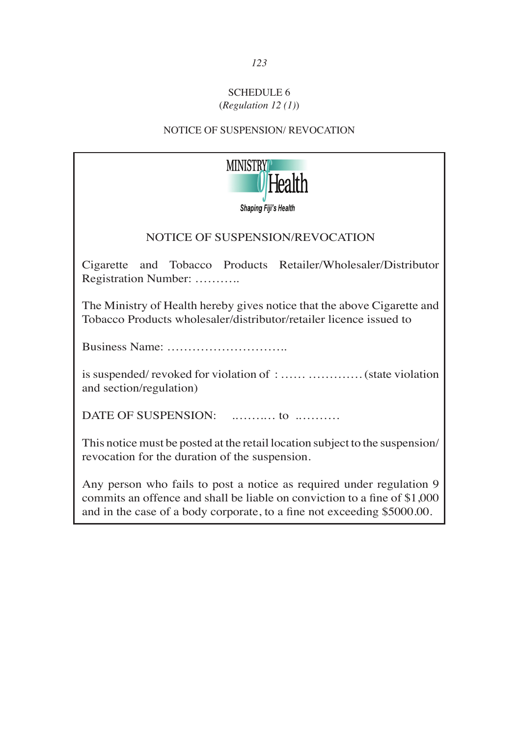# SCHEDULE 6

(*Regulation 12 (1)*)

## NOTICE OF SUSPENSION/ REVOCATION

MINISTRY of Health

*Shaping Fiji's Health*

### NOTICE OF SUSPENSION/REVOCATION

Cigarette and Tobacco Products Retailer/Wholesaler/Distributor Registration Number: ………..

The Ministry of Health hereby gives notice that the above Cigarette and Tobacco Products wholesaler/distributor/retailer licence issued to

Business Name: ………………………..

is suspended/ revoked for violation of : …… ………….(state violation and section/regulation)

DATE OF SUSPENSION: ..……..… to ..………

This notice must be posted at the retail location subject to the suspension/ revocation for the duration of the suspension.

Any person who fails to post a notice as required under regulation 9 commits an offence and shall be liable on conviction to a fine of $1,000 and in the case of a body corporate, to a fine not exceeding $5000.00.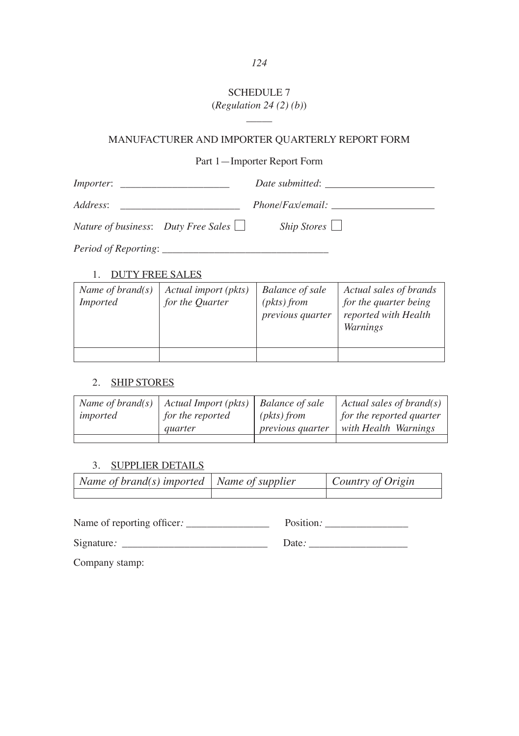# SCHEDULE 7

(*Regulation 24 (2) (b)*)

## MANUFACTURER AND IMPORTER QUARTERLY REPORT FORM

### Part 1—Importer Report Form

*Importer*: _____________________ *Date submitted*: _____________________

*Address*: _______________________ *Phone/Fax/email:* ___________________

*Nature of business*: *Duty Free Sales* ☐ *Ship Stores* ☐

*Period of Reporting*: ________________________________

1. DUTY FREE SALES

| *Name of brand(s) Imported* | *Actual import (pkts) for the Quarter* | *Balance of sale (pkts) from previous quarter* | *Actual sales of brands for the quarter being reported with Health Warnings* |
|---|---|---|---|
| | | | |

2. SHIP STORES

| *Name of brand(s) imported* | *Actual Import (pkts) for the reported quarter* | *Balance of sale (pkts) from previous quarter* | *Actual sales of brand(s) for the reported quarter with Health Warnings* |
|---|---|---|---|
| | | | |

3. SUPPLIER DETAILS

| *Name of brand(s) imported* | *Name of supplier* | *Country of Origin* |
|---|---|---|
| | | |

Name of reporting officer*:* _______________ Position*:* _______________

Signature*:* ___________________________ Date*:* __________________

Company stamp: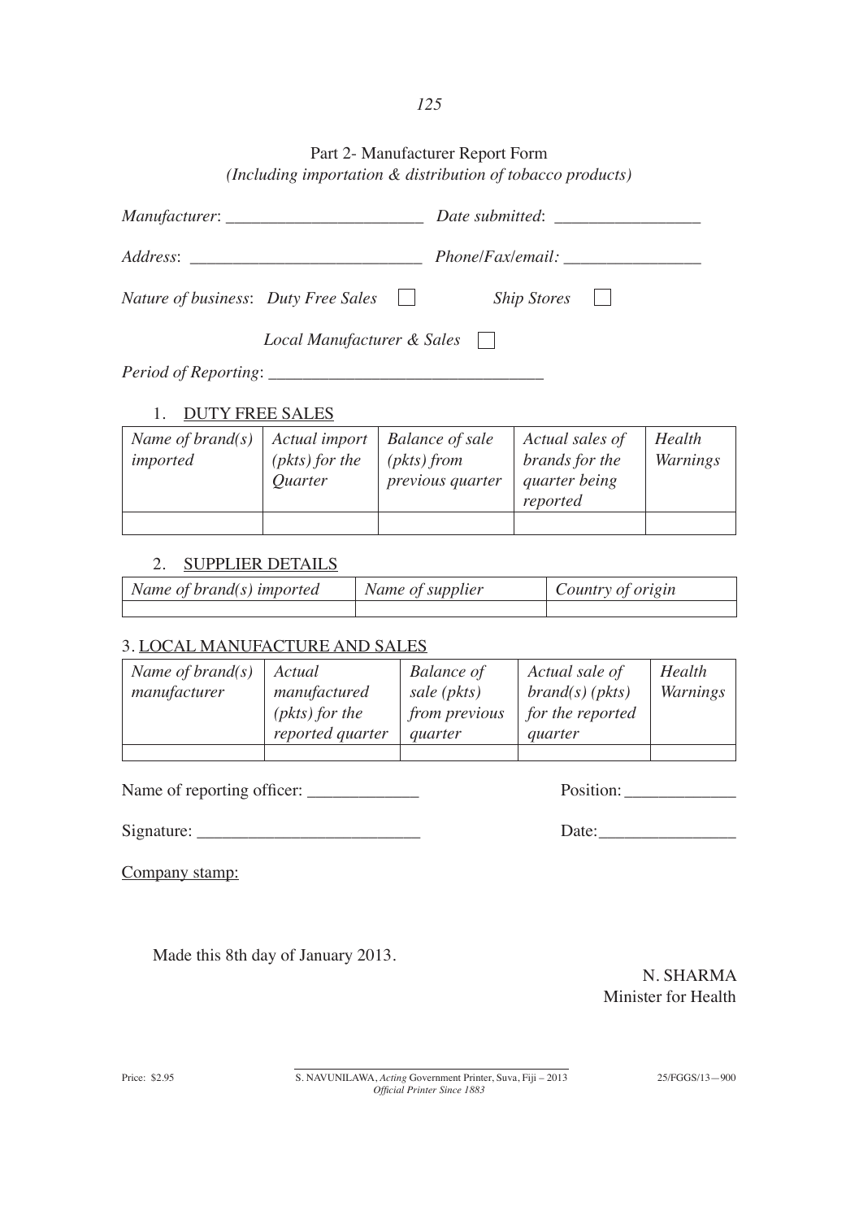Part 2- Manufacturer Report Form
*(Including importation & distribution of tobacco products)*

*Manufacturer*: ______________________ *Date submitted*: ________________

*Address*: __________________________ *Phone/Fax/email:* _______________

*Nature of business*: *Duty Free Sales* ☐ *Ship Stores* ☐

*Local Manufacturer & Sales* ☐

*Period of Reporting*: ______________________________

1. DUTY FREE SALES

| *Name of brand(s) imported* | *Actual import (pkts) for the Quarter* | *Balance of sale (pkts) from previous quarter* | *Actual sales of brands for the quarter being reported* | *Health Warnings* |
|---|---|---|---|---|
| | | | | |

2. SUPPLIER DETAILS

| *Name of brand(s) imported* | *Name of supplier* | *Country of origin* |
|---|---|---|
| | | |

3. LOCAL MANUFACTURE AND SALES

| *Name of brand(s) manufacturer* | *Actual manufactured (pkts) for the reported quarter* | *Balance of sale (pkts) from previous quarter* | *Actual sale of brand(s) (pkts) for the reported quarter* | *Health Warnings* |
|---|---|---|---|---|
| | | | | |

Name of reporting officer: _____________ Position: _____________

Signature: _________________________ Date: _______________

Company stamp:

Made this 8th day of January 2013.

N. SHARMA
Minister for Health

Price: $2.95

S. NAVUNILAWA, *Acting* Government Printer, Suva, Fiji – 2013
*Official Printer Since 1883*

25/FGGS/13—900